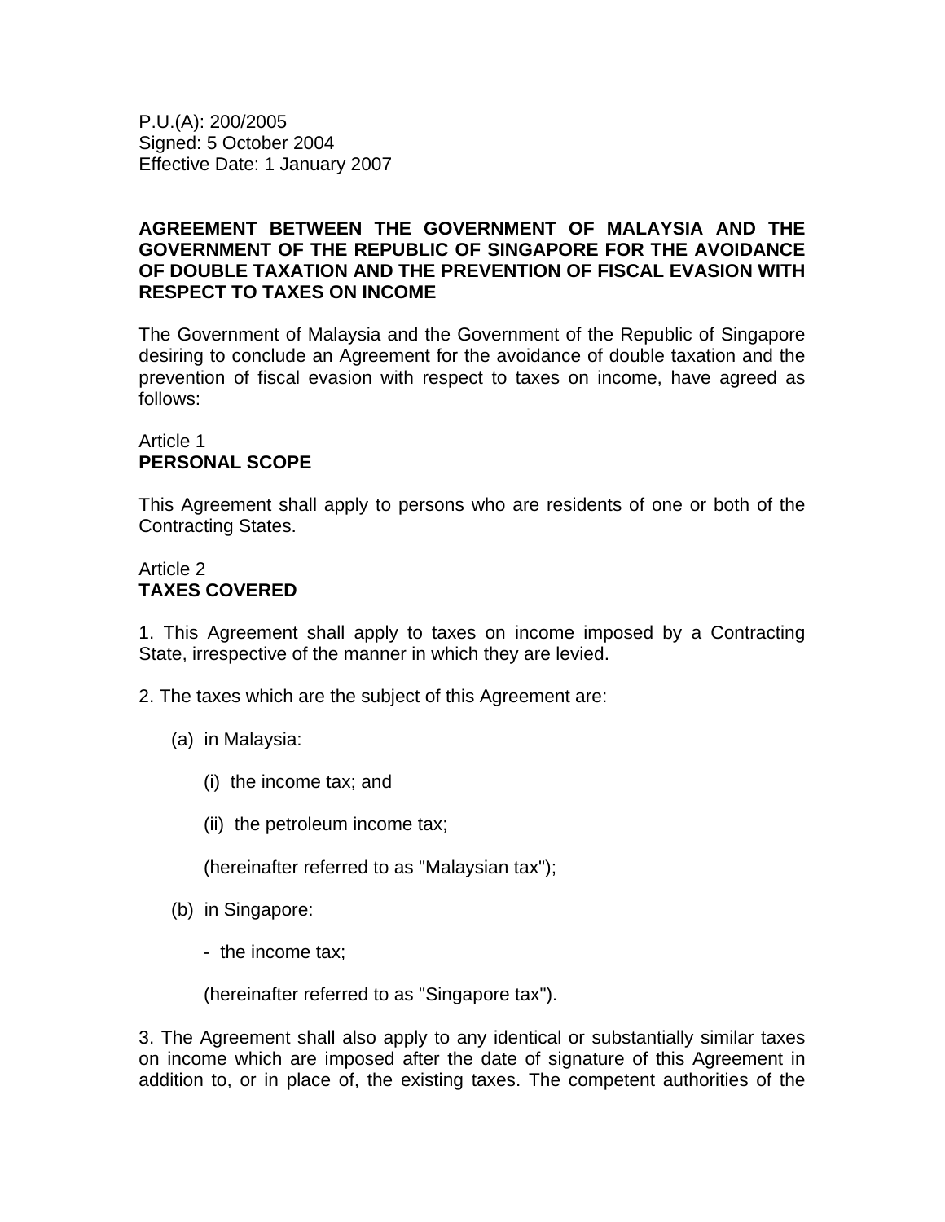P.U.(A): 200/2005
Signed: 5 October 2004
Effective Date: 1 January 2007

**AGREEMENT BETWEEN THE GOVERNMENT OF MALAYSIA AND THE GOVERNMENT OF THE REPUBLIC OF SINGAPORE FOR THE AVOIDANCE OF DOUBLE TAXATION AND THE PREVENTION OF FISCAL EVASION WITH RESPECT TO TAXES ON INCOME**

The Government of Malaysia and the Government of the Republic of Singapore desiring to conclude an Agreement for the avoidance of double taxation and the prevention of fiscal evasion with respect to taxes on income, have agreed as follows:

Article 1
**PERSONAL SCOPE**

This Agreement shall apply to persons who are residents of one or both of the Contracting States.

Article 2
**TAXES COVERED**

1. This Agreement shall apply to taxes on income imposed by a Contracting State, irrespective of the manner in which they are levied.

2. The taxes which are the subject of this Agreement are:

(a) in Malaysia:

(i) the income tax; and

(ii) the petroleum income tax;

(hereinafter referred to as "Malaysian tax");

(b) in Singapore:

- the income tax;

(hereinafter referred to as "Singapore tax").

3. The Agreement shall also apply to any identical or substantially similar taxes on income which are imposed after the date of signature of this Agreement in addition to, or in place of, the existing taxes. The competent authorities of the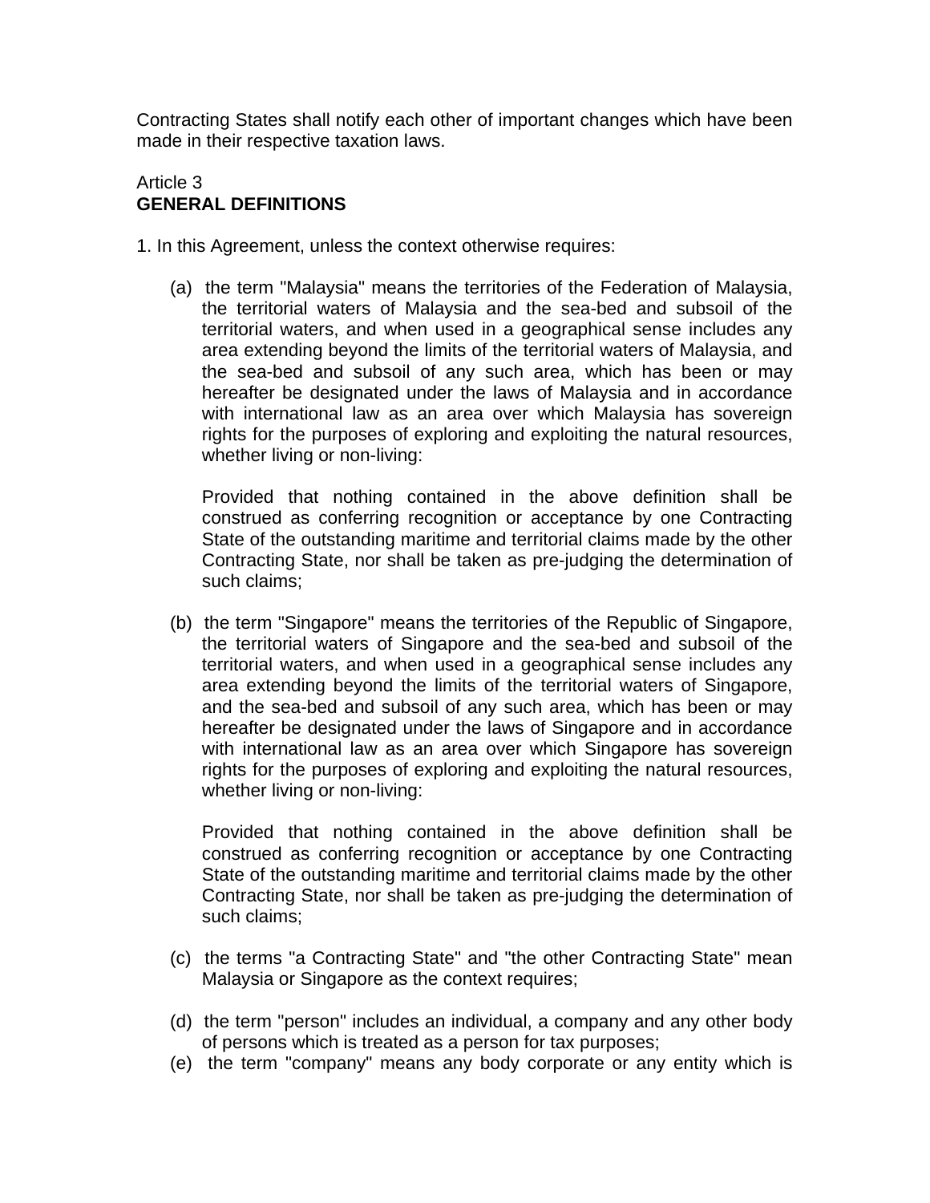Contracting States shall notify each other of important changes which have been made in their respective taxation laws.

Article 3
**GENERAL DEFINITIONS**

1. In this Agreement, unless the context otherwise requires:

(a) the term "Malaysia" means the territories of the Federation of Malaysia, the territorial waters of Malaysia and the sea-bed and subsoil of the territorial waters, and when used in a geographical sense includes any area extending beyond the limits of the territorial waters of Malaysia, and the sea-bed and subsoil of any such area, which has been or may hereafter be designated under the laws of Malaysia and in accordance with international law as an area over which Malaysia has sovereign rights for the purposes of exploring and exploiting the natural resources, whether living or non-living:

Provided that nothing contained in the above definition shall be construed as conferring recognition or acceptance by one Contracting State of the outstanding maritime and territorial claims made by the other Contracting State, nor shall be taken as pre-judging the determination of such claims;

(b) the term "Singapore" means the territories of the Republic of Singapore, the territorial waters of Singapore and the sea-bed and subsoil of the territorial waters, and when used in a geographical sense includes any area extending beyond the limits of the territorial waters of Singapore, and the sea-bed and subsoil of any such area, which has been or may hereafter be designated under the laws of Singapore and in accordance with international law as an area over which Singapore has sovereign rights for the purposes of exploring and exploiting the natural resources, whether living or non-living:

Provided that nothing contained in the above definition shall be construed as conferring recognition or acceptance by one Contracting State of the outstanding maritime and territorial claims made by the other Contracting State, nor shall be taken as pre-judging the determination of such claims;

(c) the terms "a Contracting State" and "the other Contracting State" mean Malaysia or Singapore as the context requires;

(d) the term "person" includes an individual, a company and any other body of persons which is treated as a person for tax purposes;

(e) the term "company" means any body corporate or any entity which is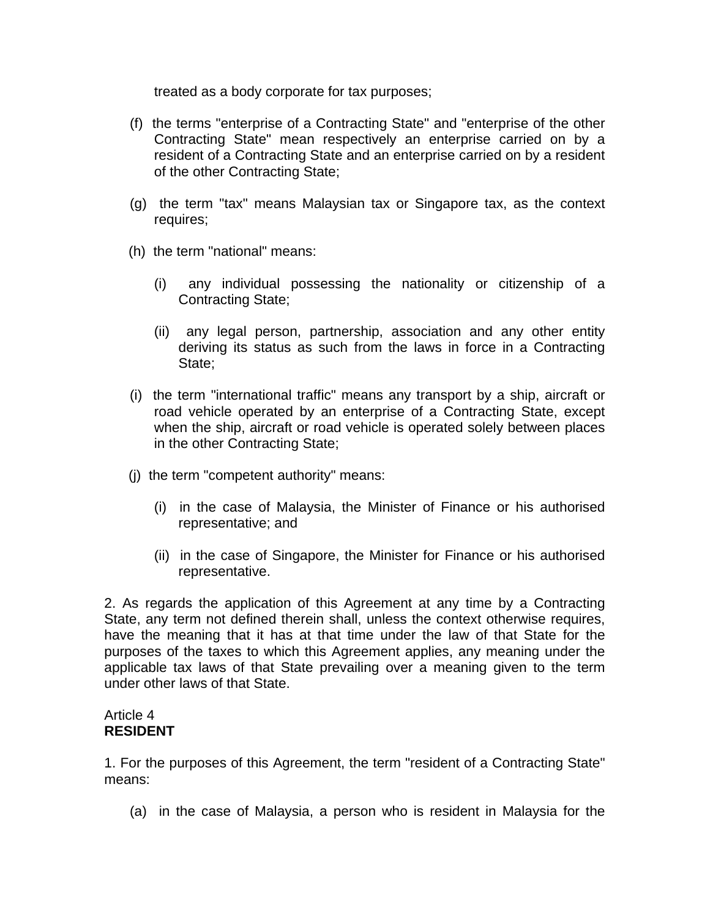treated as a body corporate for tax purposes;

(f) the terms "enterprise of a Contracting State" and "enterprise of the other Contracting State" mean respectively an enterprise carried on by a resident of a Contracting State and an enterprise carried on by a resident of the other Contracting State;

(g) the term "tax" means Malaysian tax or Singapore tax, as the context requires;

(h) the term "national" means:

(i) any individual possessing the nationality or citizenship of a Contracting State;

(ii) any legal person, partnership, association and any other entity deriving its status as such from the laws in force in a Contracting State;

(i) the term "international traffic" means any transport by a ship, aircraft or road vehicle operated by an enterprise of a Contracting State, except when the ship, aircraft or road vehicle is operated solely between places in the other Contracting State;

(j) the term "competent authority" means:

(i) in the case of Malaysia, the Minister of Finance or his authorised representative; and

(ii) in the case of Singapore, the Minister for Finance or his authorised representative.

2. As regards the application of this Agreement at any time by a Contracting State, any term not defined therein shall, unless the context otherwise requires, have the meaning that it has at that time under the law of that State for the purposes of the taxes to which this Agreement applies, any meaning under the applicable tax laws of that State prevailing over a meaning given to the term under other laws of that State.

Article 4
**RESIDENT**

1. For the purposes of this Agreement, the term "resident of a Contracting State" means:

(a) in the case of Malaysia, a person who is resident in Malaysia for the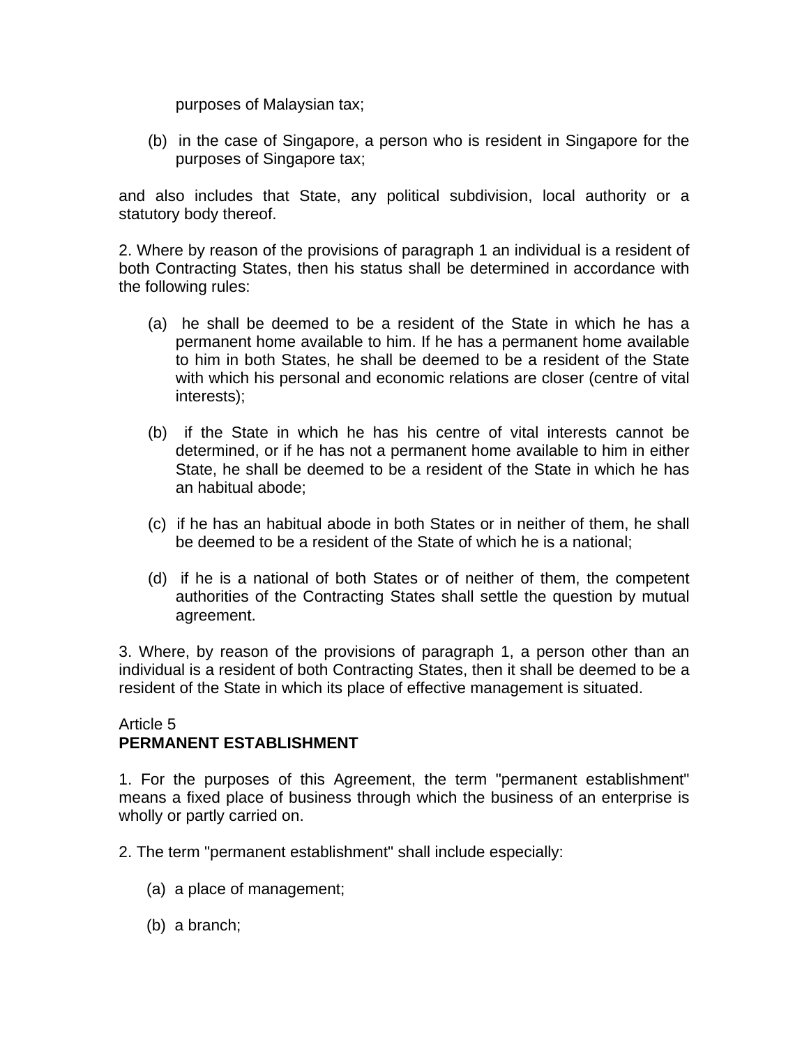purposes of Malaysian tax;

(b) in the case of Singapore, a person who is resident in Singapore for the purposes of Singapore tax;

and also includes that State, any political subdivision, local authority or a statutory body thereof.

2. Where by reason of the provisions of paragraph 1 an individual is a resident of both Contracting States, then his status shall be determined in accordance with the following rules:

(a) he shall be deemed to be a resident of the State in which he has a permanent home available to him. If he has a permanent home available to him in both States, he shall be deemed to be a resident of the State with which his personal and economic relations are closer (centre of vital interests);

(b) if the State in which he has his centre of vital interests cannot be determined, or if he has not a permanent home available to him in either State, he shall be deemed to be a resident of the State in which he has an habitual abode;

(c) if he has an habitual abode in both States or in neither of them, he shall be deemed to be a resident of the State of which he is a national;

(d) if he is a national of both States or of neither of them, the competent authorities of the Contracting States shall settle the question by mutual agreement.

3. Where, by reason of the provisions of paragraph 1, a person other than an individual is a resident of both Contracting States, then it shall be deemed to be a resident of the State in which its place of effective management is situated.

Article 5
**PERMANENT ESTABLISHMENT**

1. For the purposes of this Agreement, the term "permanent establishment" means a fixed place of business through which the business of an enterprise is wholly or partly carried on.

2. The term "permanent establishment" shall include especially:

(a) a place of management;

(b) a branch;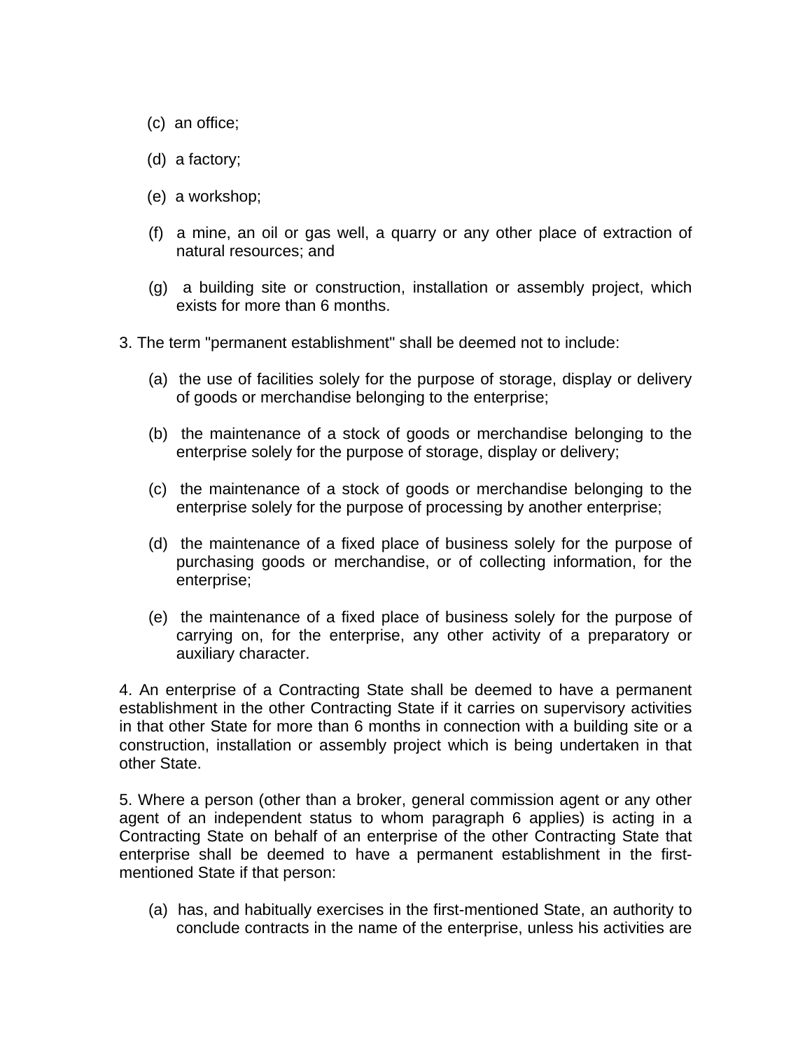(c) an office;

(d) a factory;

(e) a workshop;

(f) a mine, an oil or gas well, a quarry or any other place of extraction of natural resources; and

(g) a building site or construction, installation or assembly project, which exists for more than 6 months.

3. The term "permanent establishment" shall be deemed not to include:

(a) the use of facilities solely for the purpose of storage, display or delivery of goods or merchandise belonging to the enterprise;

(b) the maintenance of a stock of goods or merchandise belonging to the enterprise solely for the purpose of storage, display or delivery;

(c) the maintenance of a stock of goods or merchandise belonging to the enterprise solely for the purpose of processing by another enterprise;

(d) the maintenance of a fixed place of business solely for the purpose of purchasing goods or merchandise, or of collecting information, for the enterprise;

(e) the maintenance of a fixed place of business solely for the purpose of carrying on, for the enterprise, any other activity of a preparatory or auxiliary character.

4. An enterprise of a Contracting State shall be deemed to have a permanent establishment in the other Contracting State if it carries on supervisory activities in that other State for more than 6 months in connection with a building site or a construction, installation or assembly project which is being undertaken in that other State.

5. Where a person (other than a broker, general commission agent or any other agent of an independent status to whom paragraph 6 applies) is acting in a Contracting State on behalf of an enterprise of the other Contracting State that enterprise shall be deemed to have a permanent establishment in the first-mentioned State if that person:

(a) has, and habitually exercises in the first-mentioned State, an authority to conclude contracts in the name of the enterprise, unless his activities are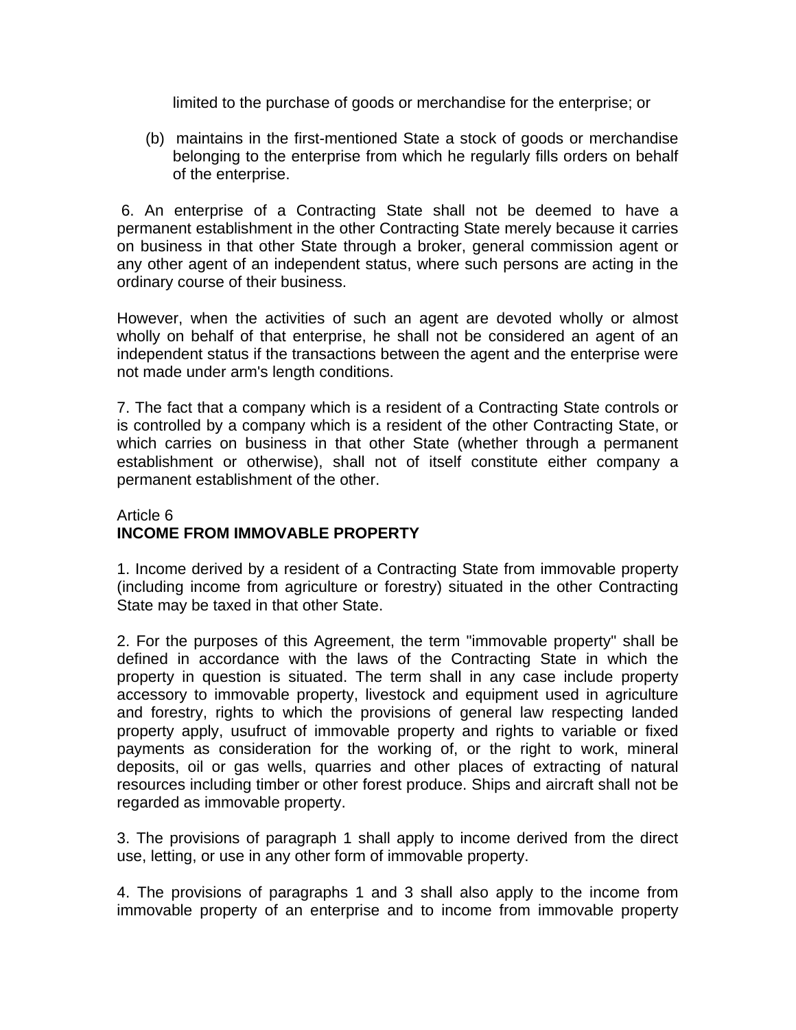limited to the purchase of goods or merchandise for the enterprise; or

(b) maintains in the first-mentioned State a stock of goods or merchandise belonging to the enterprise from which he regularly fills orders on behalf of the enterprise.

6. An enterprise of a Contracting State shall not be deemed to have a permanent establishment in the other Contracting State merely because it carries on business in that other State through a broker, general commission agent or any other agent of an independent status, where such persons are acting in the ordinary course of their business.

However, when the activities of such an agent are devoted wholly or almost wholly on behalf of that enterprise, he shall not be considered an agent of an independent status if the transactions between the agent and the enterprise were not made under arm's length conditions.

7. The fact that a company which is a resident of a Contracting State controls or is controlled by a company which is a resident of the other Contracting State, or which carries on business in that other State (whether through a permanent establishment or otherwise), shall not of itself constitute either company a permanent establishment of the other.

Article 6
**INCOME FROM IMMOVABLE PROPERTY**

1. Income derived by a resident of a Contracting State from immovable property (including income from agriculture or forestry) situated in the other Contracting State may be taxed in that other State.

2. For the purposes of this Agreement, the term "immovable property" shall be defined in accordance with the laws of the Contracting State in which the property in question is situated. The term shall in any case include property accessory to immovable property, livestock and equipment used in agriculture and forestry, rights to which the provisions of general law respecting landed property apply, usufruct of immovable property and rights to variable or fixed payments as consideration for the working of, or the right to work, mineral deposits, oil or gas wells, quarries and other places of extracting of natural resources including timber or other forest produce. Ships and aircraft shall not be regarded as immovable property.

3. The provisions of paragraph 1 shall apply to income derived from the direct use, letting, or use in any other form of immovable property.

4. The provisions of paragraphs 1 and 3 shall also apply to the income from immovable property of an enterprise and to income from immovable property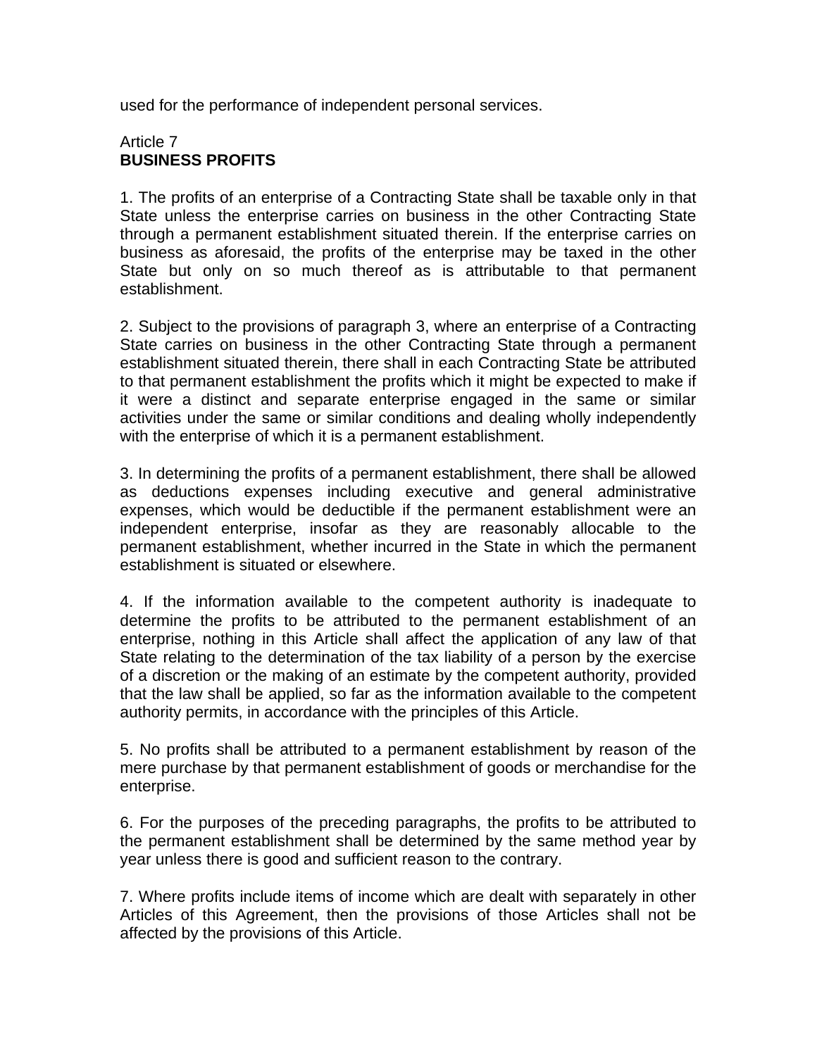used for the performance of independent personal services.

Article 7
**BUSINESS PROFITS**

1. The profits of an enterprise of a Contracting State shall be taxable only in that State unless the enterprise carries on business in the other Contracting State through a permanent establishment situated therein. If the enterprise carries on business as aforesaid, the profits of the enterprise may be taxed in the other State but only on so much thereof as is attributable to that permanent establishment.

2. Subject to the provisions of paragraph 3, where an enterprise of a Contracting State carries on business in the other Contracting State through a permanent establishment situated therein, there shall in each Contracting State be attributed to that permanent establishment the profits which it might be expected to make if it were a distinct and separate enterprise engaged in the same or similar activities under the same or similar conditions and dealing wholly independently with the enterprise of which it is a permanent establishment.

3. In determining the profits of a permanent establishment, there shall be allowed as deductions expenses including executive and general administrative expenses, which would be deductible if the permanent establishment were an independent enterprise, insofar as they are reasonably allocable to the permanent establishment, whether incurred in the State in which the permanent establishment is situated or elsewhere.

4. If the information available to the competent authority is inadequate to determine the profits to be attributed to the permanent establishment of an enterprise, nothing in this Article shall affect the application of any law of that State relating to the determination of the tax liability of a person by the exercise of a discretion or the making of an estimate by the competent authority, provided that the law shall be applied, so far as the information available to the competent authority permits, in accordance with the principles of this Article.

5. No profits shall be attributed to a permanent establishment by reason of the mere purchase by that permanent establishment of goods or merchandise for the enterprise.

6. For the purposes of the preceding paragraphs, the profits to be attributed to the permanent establishment shall be determined by the same method year by year unless there is good and sufficient reason to the contrary.

7. Where profits include items of income which are dealt with separately in other Articles of this Agreement, then the provisions of those Articles shall not be affected by the provisions of this Article.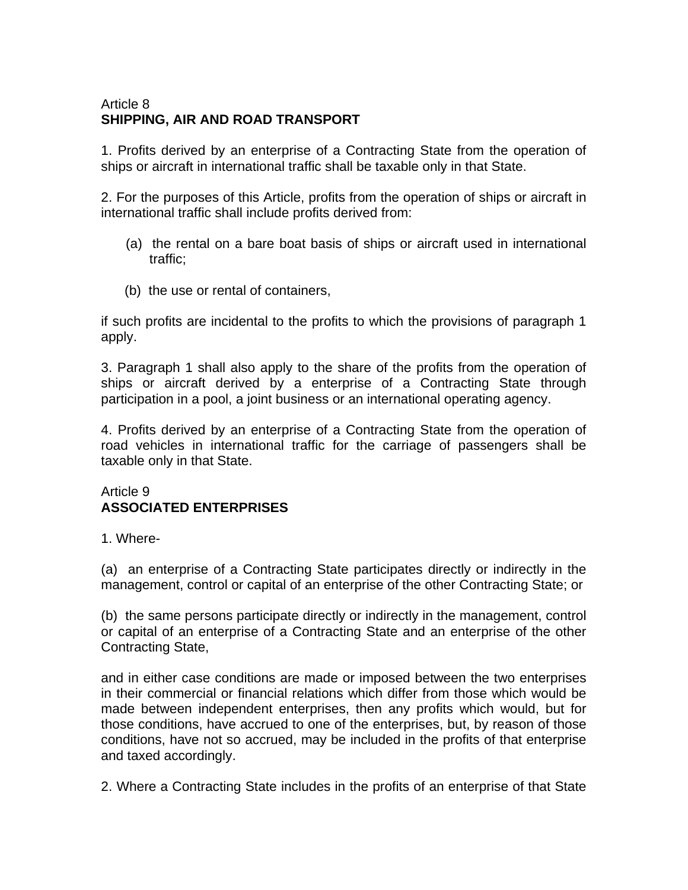Article 8
**SHIPPING, AIR AND ROAD TRANSPORT**

1. Profits derived by an enterprise of a Contracting State from the operation of ships or aircraft in international traffic shall be taxable only in that State.

2. For the purposes of this Article, profits from the operation of ships or aircraft in international traffic shall include profits derived from:

   (a) the rental on a bare boat basis of ships or aircraft used in international traffic;

   (b) the use or rental of containers,

if such profits are incidental to the profits to which the provisions of paragraph 1 apply.

3. Paragraph 1 shall also apply to the share of the profits from the operation of ships or aircraft derived by a enterprise of a Contracting State through participation in a pool, a joint business or an international operating agency.

4. Profits derived by an enterprise of a Contracting State from the operation of road vehicles in international traffic for the carriage of passengers shall be taxable only in that State.

Article 9
**ASSOCIATED ENTERPRISES**

1. Where-

(a) an enterprise of a Contracting State participates directly or indirectly in the management, control or capital of an enterprise of the other Contracting State; or

(b) the same persons participate directly or indirectly in the management, control or capital of an enterprise of a Contracting State and an enterprise of the other Contracting State,

and in either case conditions are made or imposed between the two enterprises in their commercial or financial relations which differ from those which would be made between independent enterprises, then any profits which would, but for those conditions, have accrued to one of the enterprises, but, by reason of those conditions, have not so accrued, may be included in the profits of that enterprise and taxed accordingly.

2. Where a Contracting State includes in the profits of an enterprise of that State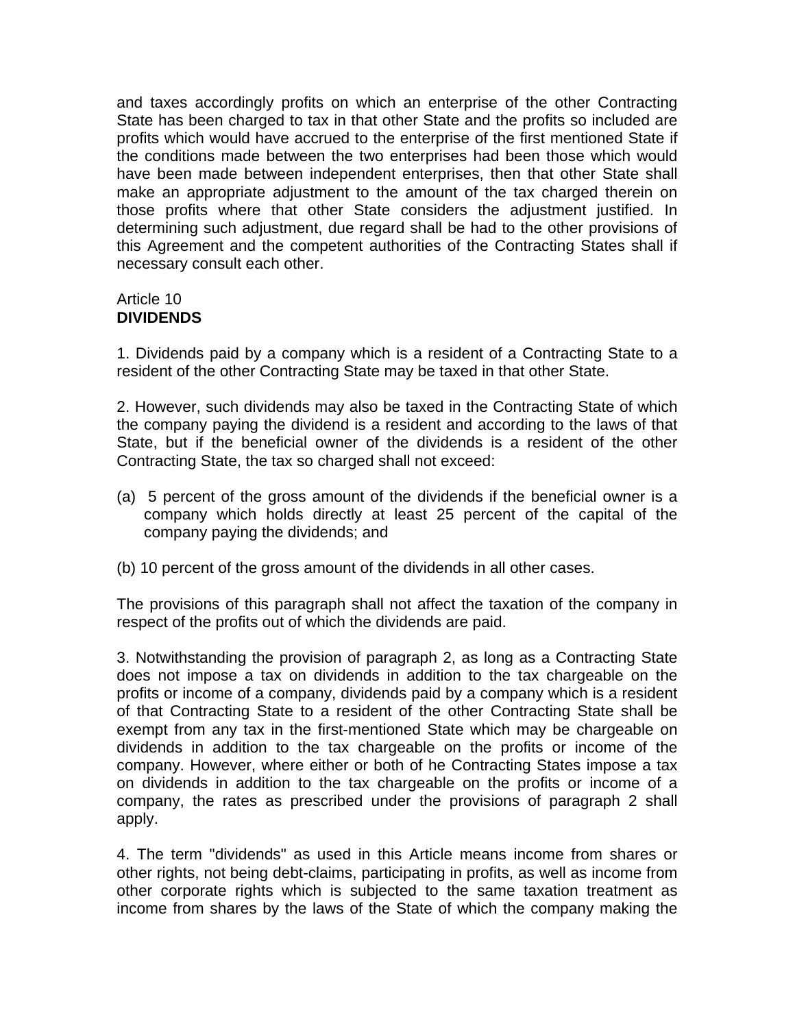and taxes accordingly profits on which an enterprise of the other Contracting State has been charged to tax in that other State and the profits so included are profits which would have accrued to the enterprise of the first mentioned State if the conditions made between the two enterprises had been those which would have been made between independent enterprises, then that other State shall make an appropriate adjustment to the amount of the tax charged therein on those profits where that other State considers the adjustment justified. In determining such adjustment, due regard shall be had to the other provisions of this Agreement and the competent authorities of the Contracting States shall if necessary consult each other.

Article 10
**DIVIDENDS**

1. Dividends paid by a company which is a resident of a Contracting State to a resident of the other Contracting State may be taxed in that other State.

2. However, such dividends may also be taxed in the Contracting State of which the company paying the dividend is a resident and according to the laws of that State, but if the beneficial owner of the dividends is a resident of the other Contracting State, the tax so charged shall not exceed:

(a) 5 percent of the gross amount of the dividends if the beneficial owner is a company which holds directly at least 25 percent of the capital of the company paying the dividends; and

(b) 10 percent of the gross amount of the dividends in all other cases.

The provisions of this paragraph shall not affect the taxation of the company in respect of the profits out of which the dividends are paid.

3. Notwithstanding the provision of paragraph 2, as long as a Contracting State does not impose a tax on dividends in addition to the tax chargeable on the profits or income of a company, dividends paid by a company which is a resident of that Contracting State to a resident of the other Contracting State shall be exempt from any tax in the first-mentioned State which may be chargeable on dividends in addition to the tax chargeable on the profits or income of the company. However, where either or both of he Contracting States impose a tax on dividends in addition to the tax chargeable on the profits or income of a company, the rates as prescribed under the provisions of paragraph 2 shall apply.

4. The term "dividends" as used in this Article means income from shares or other rights, not being debt-claims, participating in profits, as well as income from other corporate rights which is subjected to the same taxation treatment as income from shares by the laws of the State of which the company making the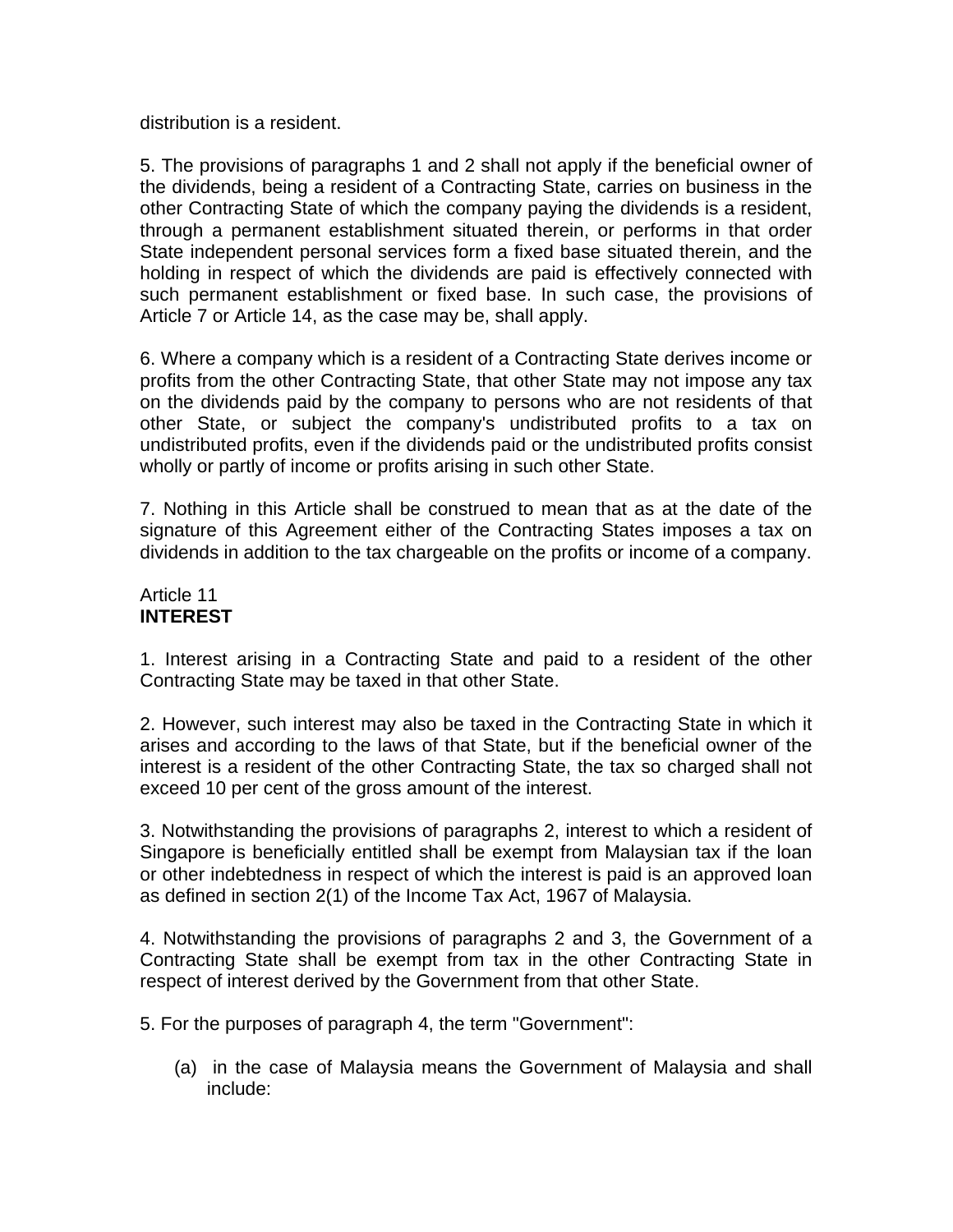distribution is a resident.

5. The provisions of paragraphs 1 and 2 shall not apply if the beneficial owner of the dividends, being a resident of a Contracting State, carries on business in the other Contracting State of which the company paying the dividends is a resident, through a permanent establishment situated therein, or performs in that order State independent personal services form a fixed base situated therein, and the holding in respect of which the dividends are paid is effectively connected with such permanent establishment or fixed base. In such case, the provisions of Article 7 or Article 14, as the case may be, shall apply.

6. Where a company which is a resident of a Contracting State derives income or profits from the other Contracting State, that other State may not impose any tax on the dividends paid by the company to persons who are not residents of that other State, or subject the company's undistributed profits to a tax on undistributed profits, even if the dividends paid or the undistributed profits consist wholly or partly of income or profits arising in such other State.

7. Nothing in this Article shall be construed to mean that as at the date of the signature of this Agreement either of the Contracting States imposes a tax on dividends in addition to the tax chargeable on the profits or income of a company.

Article 11
**INTEREST**

1. Interest arising in a Contracting State and paid to a resident of the other Contracting State may be taxed in that other State.

2. However, such interest may also be taxed in the Contracting State in which it arises and according to the laws of that State, but if the beneficial owner of the interest is a resident of the other Contracting State, the tax so charged shall not exceed 10 per cent of the gross amount of the interest.

3. Notwithstanding the provisions of paragraphs 2, interest to which a resident of Singapore is beneficially entitled shall be exempt from Malaysian tax if the loan or other indebtedness in respect of which the interest is paid is an approved loan as defined in section 2(1) of the Income Tax Act, 1967 of Malaysia.

4. Notwithstanding the provisions of paragraphs 2 and 3, the Government of a Contracting State shall be exempt from tax in the other Contracting State in respect of interest derived by the Government from that other State.

5. For the purposes of paragraph 4, the term "Government":

(a) in the case of Malaysia means the Government of Malaysia and shall include: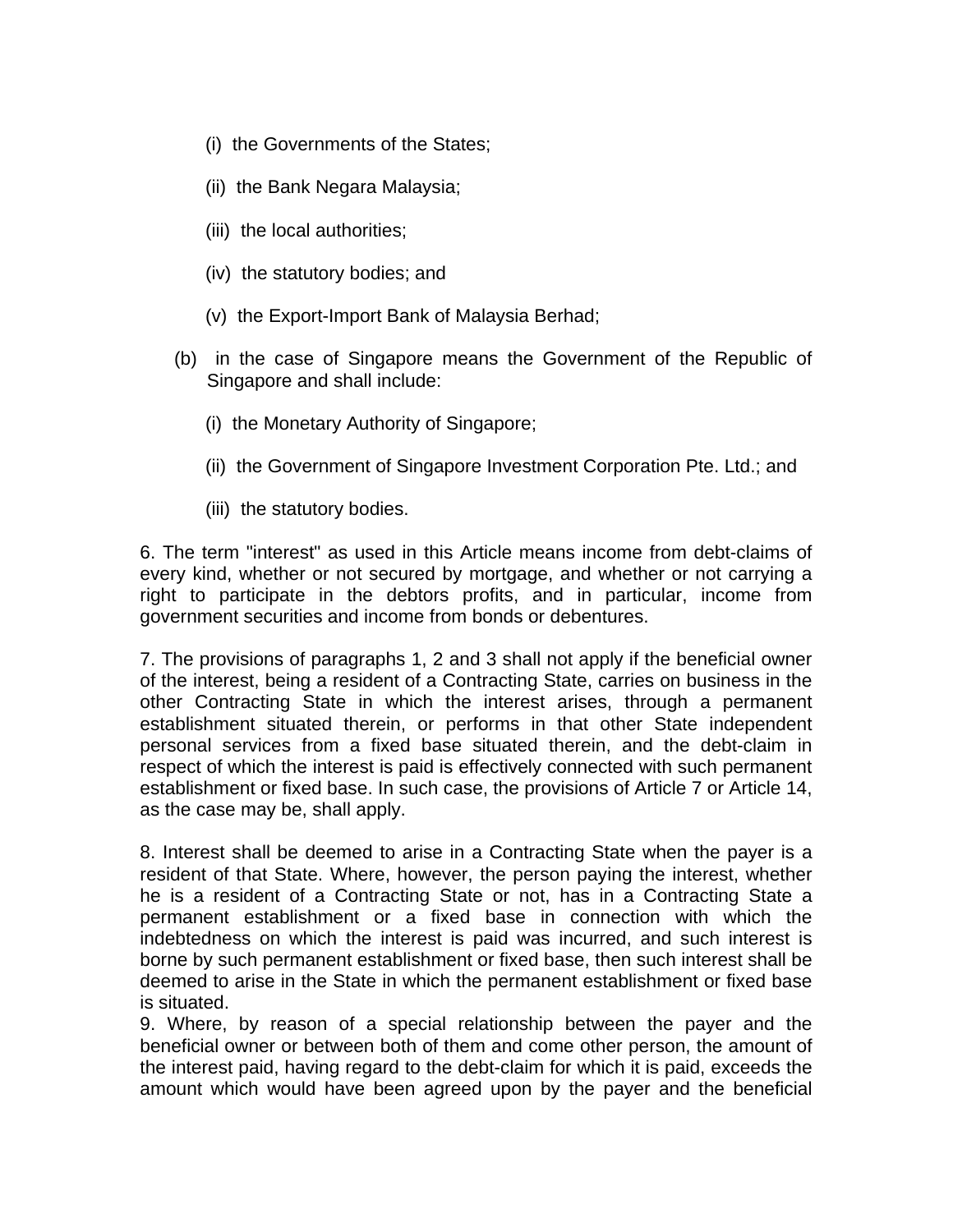- (i) the Governments of the States;
   - (ii) the Bank Negara Malaysia;
   - (iii) the local authorities;
   - (iv) the statutory bodies; and
   - (v) the Export-Import Bank of Malaysia Berhad;

(b) in the case of Singapore means the Government of the Republic of Singapore and shall include:

   - (i) the Monetary Authority of Singapore;
   - (ii) the Government of Singapore Investment Corporation Pte. Ltd.; and
   - (iii) the statutory bodies.

6. The term "interest" as used in this Article means income from debt-claims of every kind, whether or not secured by mortgage, and whether or not carrying a right to participate in the debtors profits, and in particular, income from government securities and income from bonds or debentures.

7. The provisions of paragraphs 1, 2 and 3 shall not apply if the beneficial owner of the interest, being a resident of a Contracting State, carries on business in the other Contracting State in which the interest arises, through a permanent establishment situated therein, or performs in that other State independent personal services from a fixed base situated therein, and the debt-claim in respect of which the interest is paid is effectively connected with such permanent establishment or fixed base. In such case, the provisions of Article 7 or Article 14, as the case may be, shall apply.

8. Interest shall be deemed to arise in a Contracting State when the payer is a resident of that State. Where, however, the person paying the interest, whether he is a resident of a Contracting State or not, has in a Contracting State a permanent establishment or a fixed base in connection with which the indebtedness on which the interest is paid was incurred, and such interest is borne by such permanent establishment or fixed base, then such interest shall be deemed to arise in the State in which the permanent establishment or fixed base is situated.

9. Where, by reason of a special relationship between the payer and the beneficial owner or between both of them and come other person, the amount of the interest paid, having regard to the debt-claim for which it is paid, exceeds the amount which would have been agreed upon by the payer and the beneficial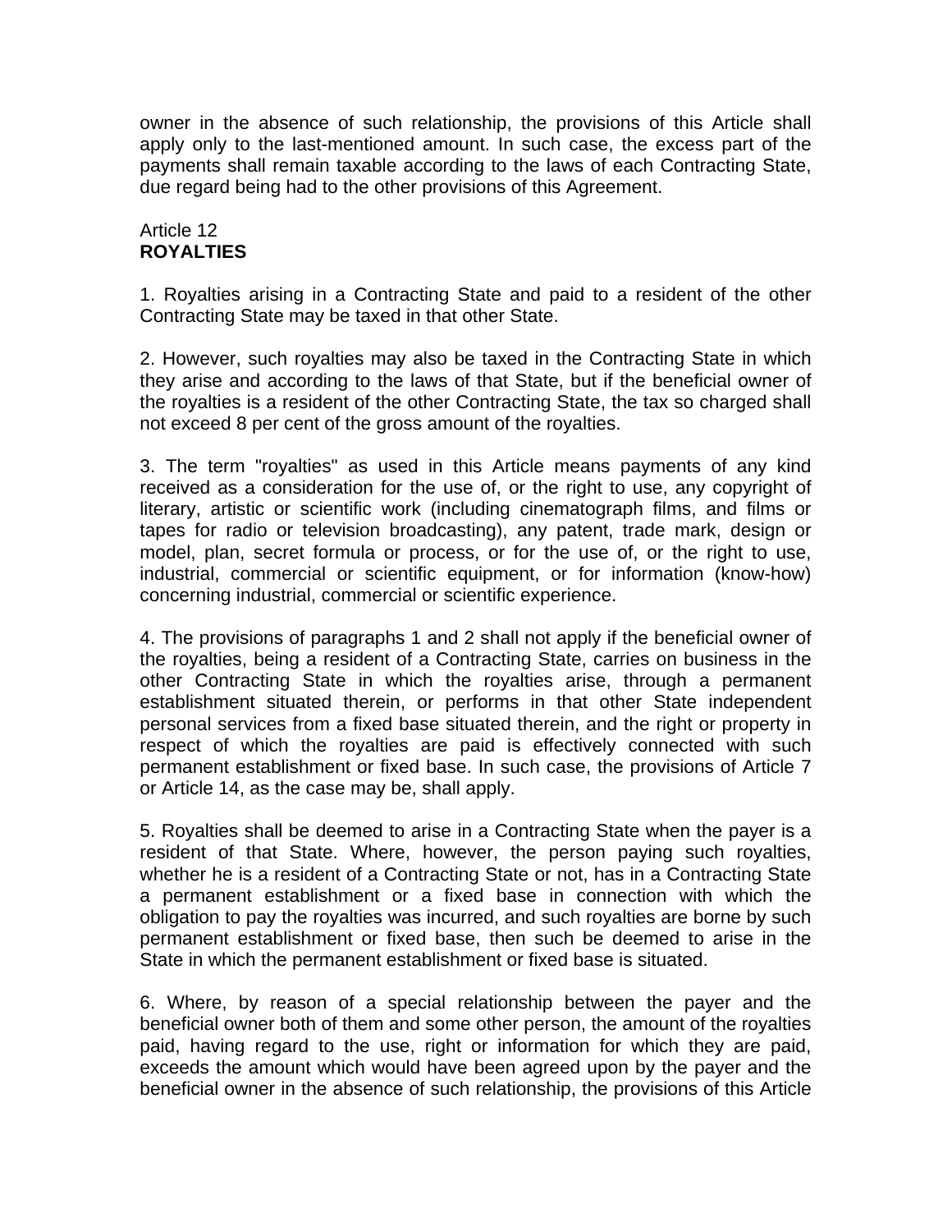owner in the absence of such relationship, the provisions of this Article shall apply only to the last-mentioned amount. In such case, the excess part of the payments shall remain taxable according to the laws of each Contracting State, due regard being had to the other provisions of this Agreement.

Article 12
**ROYALTIES**

1. Royalties arising in a Contracting State and paid to a resident of the other Contracting State may be taxed in that other State.

2. However, such royalties may also be taxed in the Contracting State in which they arise and according to the laws of that State, but if the beneficial owner of the royalties is a resident of the other Contracting State, the tax so charged shall not exceed 8 per cent of the gross amount of the royalties.

3. The term "royalties" as used in this Article means payments of any kind received as a consideration for the use of, or the right to use, any copyright of literary, artistic or scientific work (including cinematograph films, and films or tapes for radio or television broadcasting), any patent, trade mark, design or model, plan, secret formula or process, or for the use of, or the right to use, industrial, commercial or scientific equipment, or for information (know-how) concerning industrial, commercial or scientific experience.

4. The provisions of paragraphs 1 and 2 shall not apply if the beneficial owner of the royalties, being a resident of a Contracting State, carries on business in the other Contracting State in which the royalties arise, through a permanent establishment situated therein, or performs in that other State independent personal services from a fixed base situated therein, and the right or property in respect of which the royalties are paid is effectively connected with such permanent establishment or fixed base. In such case, the provisions of Article 7 or Article 14, as the case may be, shall apply.

5. Royalties shall be deemed to arise in a Contracting State when the payer is a resident of that State. Where, however, the person paying such royalties, whether he is a resident of a Contracting State or not, has in a Contracting State a permanent establishment or a fixed base in connection with which the obligation to pay the royalties was incurred, and such royalties are borne by such permanent establishment or fixed base, then such be deemed to arise in the State in which the permanent establishment or fixed base is situated.

6. Where, by reason of a special relationship between the payer and the beneficial owner both of them and some other person, the amount of the royalties paid, having regard to the use, right or information for which they are paid, exceeds the amount which would have been agreed upon by the payer and the beneficial owner in the absence of such relationship, the provisions of this Article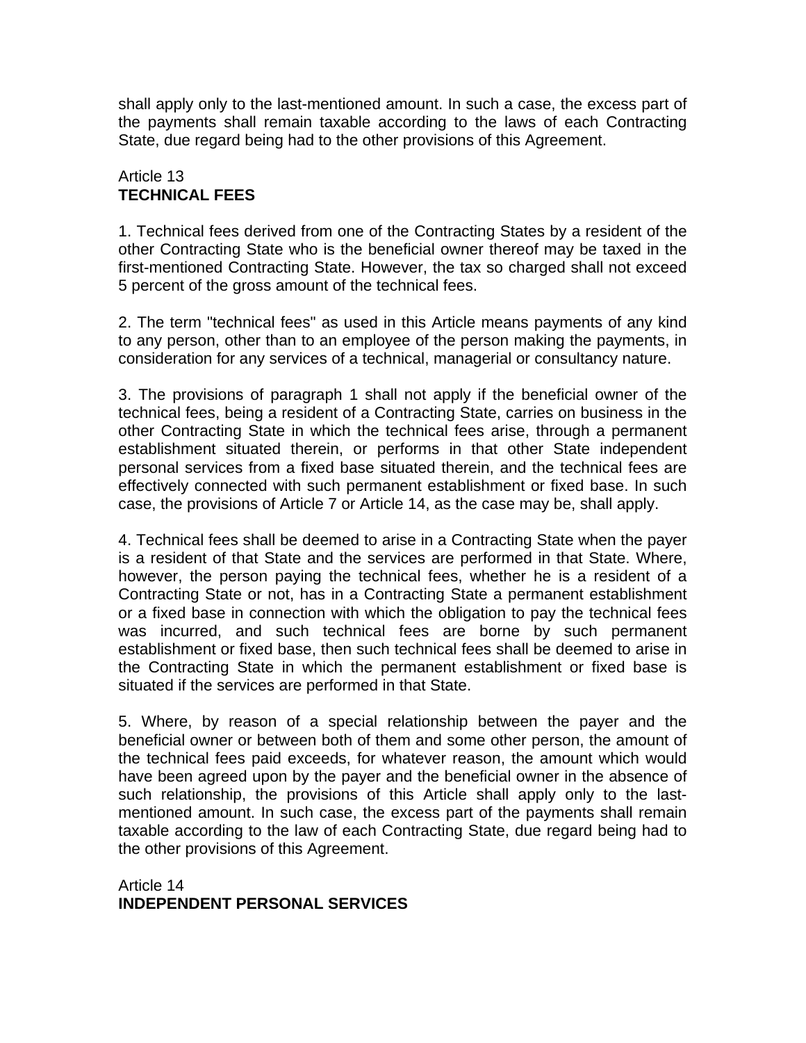shall apply only to the last-mentioned amount. In such a case, the excess part of the payments shall remain taxable according to the laws of each Contracting State, due regard being had to the other provisions of this Agreement.

Article 13
**TECHNICAL FEES**

1. Technical fees derived from one of the Contracting States by a resident of the other Contracting State who is the beneficial owner thereof may be taxed in the first-mentioned Contracting State. However, the tax so charged shall not exceed 5 percent of the gross amount of the technical fees.

2. The term "technical fees" as used in this Article means payments of any kind to any person, other than to an employee of the person making the payments, in consideration for any services of a technical, managerial or consultancy nature.

3. The provisions of paragraph 1 shall not apply if the beneficial owner of the technical fees, being a resident of a Contracting State, carries on business in the other Contracting State in which the technical fees arise, through a permanent establishment situated therein, or performs in that other State independent personal services from a fixed base situated therein, and the technical fees are effectively connected with such permanent establishment or fixed base. In such case, the provisions of Article 7 or Article 14, as the case may be, shall apply.

4. Technical fees shall be deemed to arise in a Contracting State when the payer is a resident of that State and the services are performed in that State. Where, however, the person paying the technical fees, whether he is a resident of a Contracting State or not, has in a Contracting State a permanent establishment or a fixed base in connection with which the obligation to pay the technical fees was incurred, and such technical fees are borne by such permanent establishment or fixed base, then such technical fees shall be deemed to arise in the Contracting State in which the permanent establishment or fixed base is situated if the services are performed in that State.

5. Where, by reason of a special relationship between the payer and the beneficial owner or between both of them and some other person, the amount of the technical fees paid exceeds, for whatever reason, the amount which would have been agreed upon by the payer and the beneficial owner in the absence of such relationship, the provisions of this Article shall apply only to the last-mentioned amount. In such case, the excess part of the payments shall remain taxable according to the law of each Contracting State, due regard being had to the other provisions of this Agreement.

Article 14
**INDEPENDENT PERSONAL SERVICES**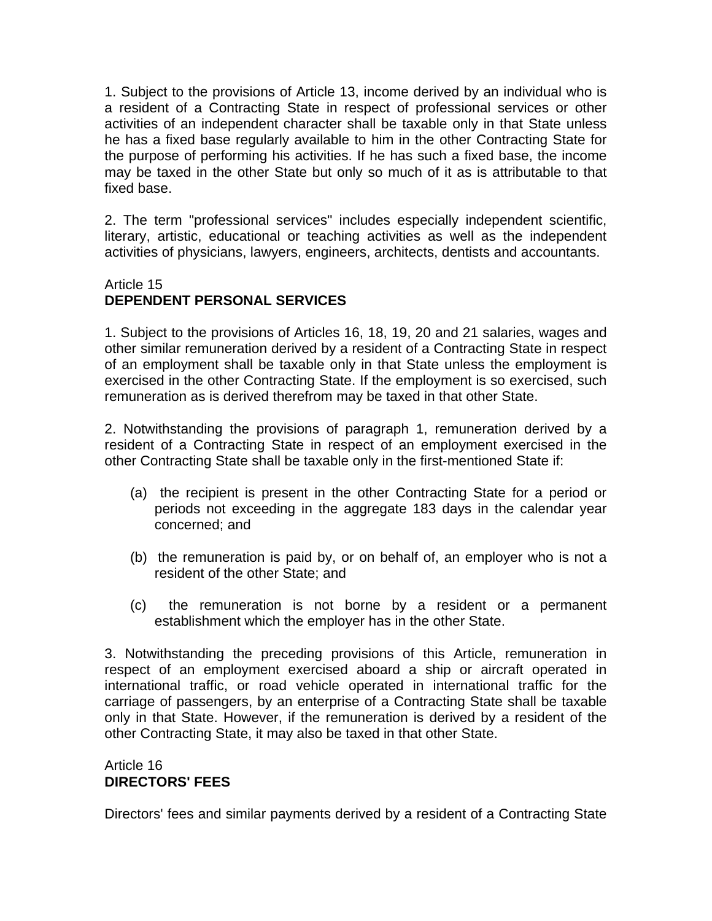1. Subject to the provisions of Article 13, income derived by an individual who is a resident of a Contracting State in respect of professional services or other activities of an independent character shall be taxable only in that State unless he has a fixed base regularly available to him in the other Contracting State for the purpose of performing his activities. If he has such a fixed base, the income may be taxed in the other State but only so much of it as is attributable to that fixed base.

2. The term "professional services" includes especially independent scientific, literary, artistic, educational or teaching activities as well as the independent activities of physicians, lawyers, engineers, architects, dentists and accountants.

## Article 15
## DEPENDENT PERSONAL SERVICES

1. Subject to the provisions of Articles 16, 18, 19, 20 and 21 salaries, wages and other similar remuneration derived by a resident of a Contracting State in respect of an employment shall be taxable only in that State unless the employment is exercised in the other Contracting State. If the employment is so exercised, such remuneration as is derived therefrom may be taxed in that other State.

2. Notwithstanding the provisions of paragraph 1, remuneration derived by a resident of a Contracting State in respect of an employment exercised in the other Contracting State shall be taxable only in the first-mentioned State if:

(a) the recipient is present in the other Contracting State for a period or periods not exceeding in the aggregate 183 days in the calendar year concerned; and

(b) the remuneration is paid by, or on behalf of, an employer who is not a resident of the other State; and

(c) the remuneration is not borne by a resident or a permanent establishment which the employer has in the other State.

3. Notwithstanding the preceding provisions of this Article, remuneration in respect of an employment exercised aboard a ship or aircraft operated in international traffic, or road vehicle operated in international traffic for the carriage of passengers, by an enterprise of a Contracting State shall be taxable only in that State. However, if the remuneration is derived by a resident of the other Contracting State, it may also be taxed in that other State.

## Article 16
## DIRECTORS' FEES

Directors' fees and similar payments derived by a resident of a Contracting State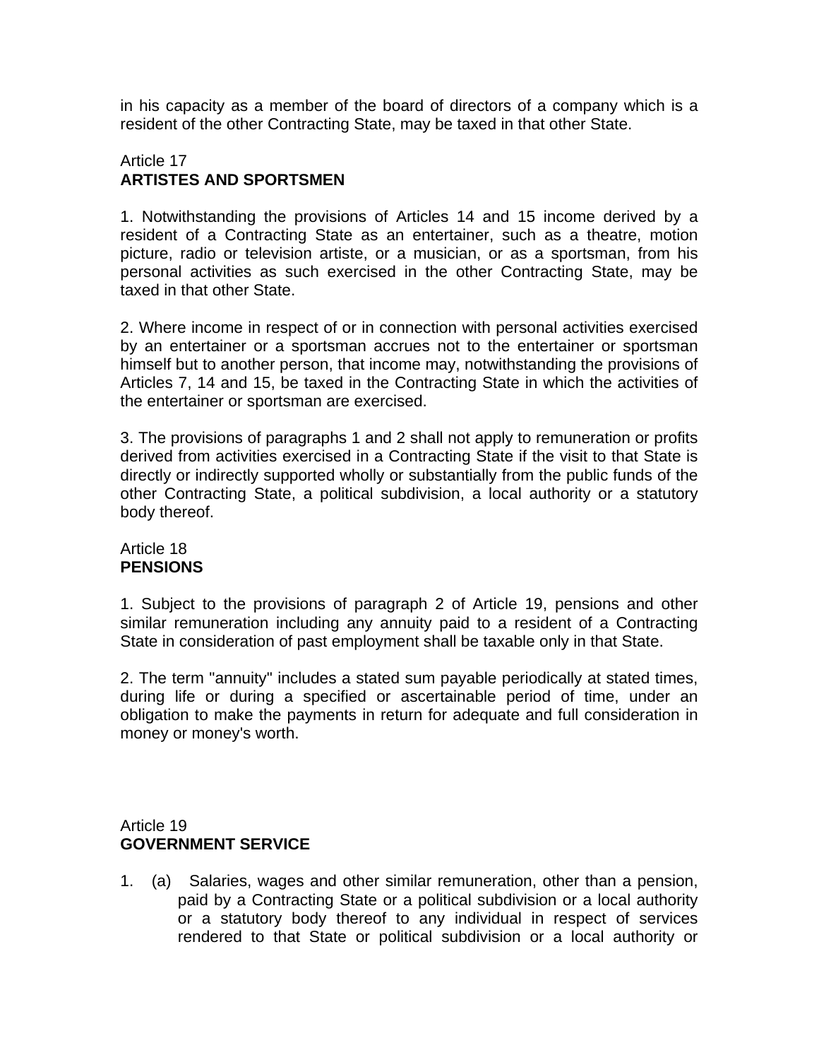in his capacity as a member of the board of directors of a company which is a resident of the other Contracting State, may be taxed in that other State.

Article 17
**ARTISTES AND SPORTSMEN**

1. Notwithstanding the provisions of Articles 14 and 15 income derived by a resident of a Contracting State as an entertainer, such as a theatre, motion picture, radio or television artiste, or a musician, or as a sportsman, from his personal activities as such exercised in the other Contracting State, may be taxed in that other State.

2. Where income in respect of or in connection with personal activities exercised by an entertainer or a sportsman accrues not to the entertainer or sportsman himself but to another person, that income may, notwithstanding the provisions of Articles 7, 14 and 15, be taxed in the Contracting State in which the activities of the entertainer or sportsman are exercised.

3. The provisions of paragraphs 1 and 2 shall not apply to remuneration or profits derived from activities exercised in a Contracting State if the visit to that State is directly or indirectly supported wholly or substantially from the public funds of the other Contracting State, a political subdivision, a local authority or a statutory body thereof.

Article 18
**PENSIONS**

1. Subject to the provisions of paragraph 2 of Article 19, pensions and other similar remuneration including any annuity paid to a resident of a Contracting State in consideration of past employment shall be taxable only in that State.

2. The term "annuity" includes a stated sum payable periodically at stated times, during life or during a specified or ascertainable period of time, under an obligation to make the payments in return for adequate and full consideration in money or money's worth.

Article 19
**GOVERNMENT SERVICE**

1. (a) Salaries, wages and other similar remuneration, other than a pension, paid by a Contracting State or a political subdivision or a local authority or a statutory body thereof to any individual in respect of services rendered to that State or political subdivision or a local authority or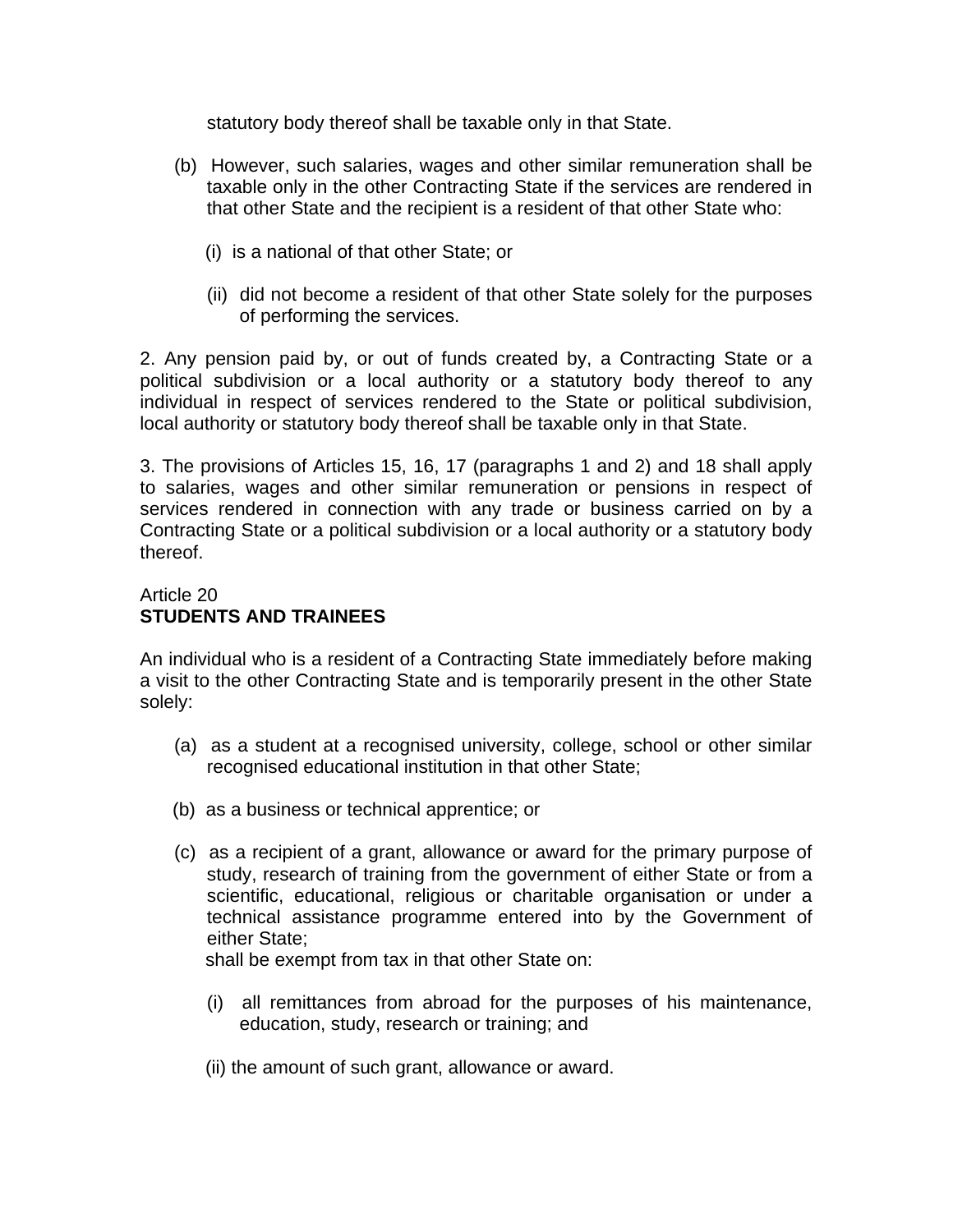statutory body thereof shall be taxable only in that State.

(b) However, such salaries, wages and other similar remuneration shall be taxable only in the other Contracting State if the services are rendered in that other State and the recipient is a resident of that other State who:

(i) is a national of that other State; or

(ii) did not become a resident of that other State solely for the purposes of performing the services.

2. Any pension paid by, or out of funds created by, a Contracting State or a political subdivision or a local authority or a statutory body thereof to any individual in respect of services rendered to the State or political subdivision, local authority or statutory body thereof shall be taxable only in that State.

3. The provisions of Articles 15, 16, 17 (paragraphs 1 and 2) and 18 shall apply to salaries, wages and other similar remuneration or pensions in respect of services rendered in connection with any trade or business carried on by a Contracting State or a political subdivision or a local authority or a statutory body thereof.

Article 20
**STUDENTS AND TRAINEES**

An individual who is a resident of a Contracting State immediately before making a visit to the other Contracting State and is temporarily present in the other State solely:

(a) as a student at a recognised university, college, school or other similar recognised educational institution in that other State;

(b) as a business or technical apprentice; or

(c) as a recipient of a grant, allowance or award for the primary purpose of study, research of training from the government of either State or from a scientific, educational, religious or charitable organisation or under a technical assistance programme entered into by the Government of either State;
shall be exempt from tax in that other State on:

(i) all remittances from abroad for the purposes of his maintenance, education, study, research or training; and

(ii) the amount of such grant, allowance or award.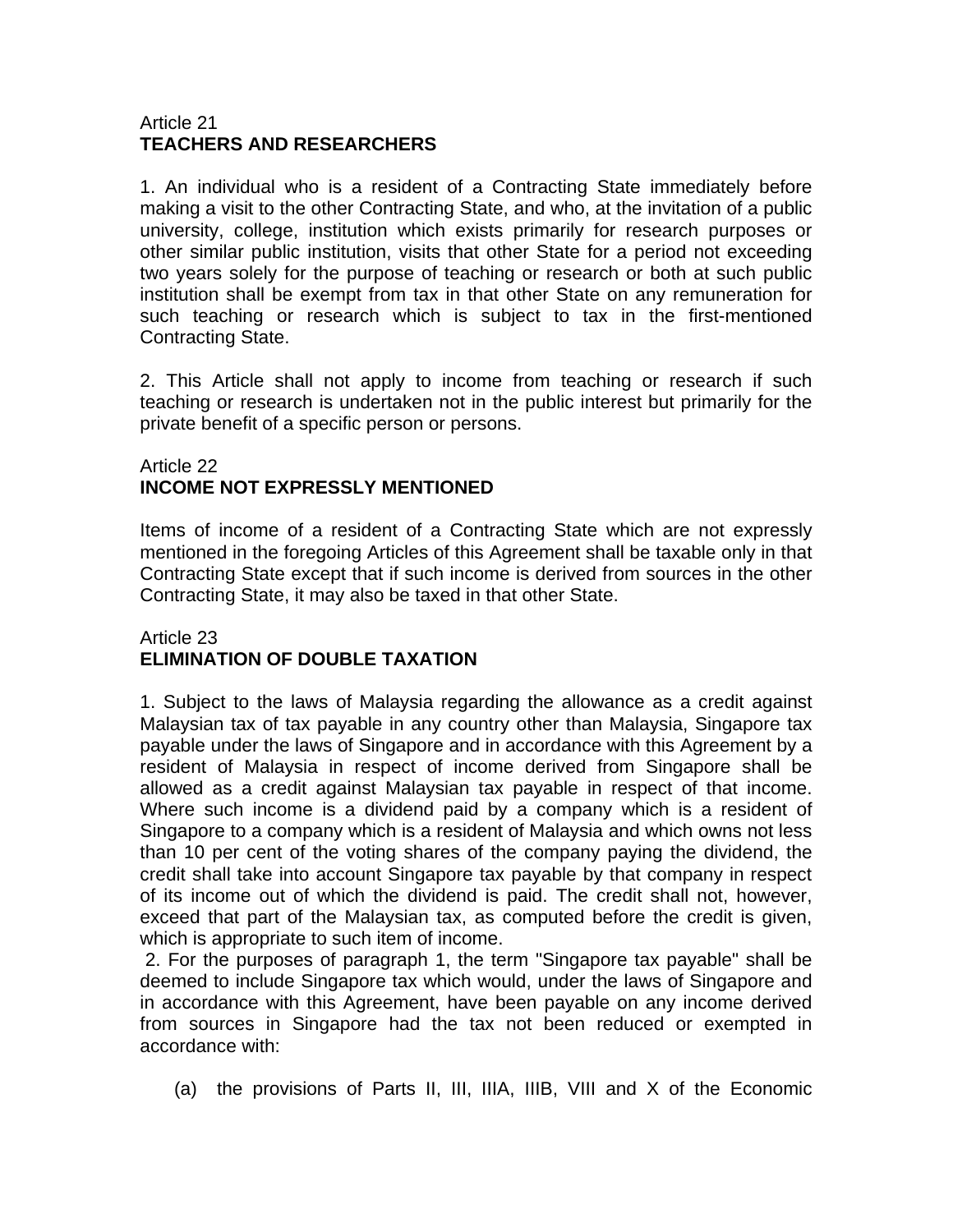Article 21
**TEACHERS AND RESEARCHERS**

1. An individual who is a resident of a Contracting State immediately before making a visit to the other Contracting State, and who, at the invitation of a public university, college, institution which exists primarily for research purposes or other similar public institution, visits that other State for a period not exceeding two years solely for the purpose of teaching or research or both at such public institution shall be exempt from tax in that other State on any remuneration for such teaching or research which is subject to tax in the first-mentioned Contracting State.

2. This Article shall not apply to income from teaching or research if such teaching or research is undertaken not in the public interest but primarily for the private benefit of a specific person or persons.

Article 22
**INCOME NOT EXPRESSLY MENTIONED**

Items of income of a resident of a Contracting State which are not expressly mentioned in the foregoing Articles of this Agreement shall be taxable only in that Contracting State except that if such income is derived from sources in the other Contracting State, it may also be taxed in that other State.

Article 23
**ELIMINATION OF DOUBLE TAXATION**

1. Subject to the laws of Malaysia regarding the allowance as a credit against Malaysian tax of tax payable in any country other than Malaysia, Singapore tax payable under the laws of Singapore and in accordance with this Agreement by a resident of Malaysia in respect of income derived from Singapore shall be allowed as a credit against Malaysian tax payable in respect of that income. Where such income is a dividend paid by a company which is a resident of Singapore to a company which is a resident of Malaysia and which owns not less than 10 per cent of the voting shares of the company paying the dividend, the credit shall take into account Singapore tax payable by that company in respect of its income out of which the dividend is paid. The credit shall not, however, exceed that part of the Malaysian tax, as computed before the credit is given, which is appropriate to such item of income.

2. For the purposes of paragraph 1, the term "Singapore tax payable" shall be deemed to include Singapore tax which would, under the laws of Singapore and in accordance with this Agreement, have been payable on any income derived from sources in Singapore had the tax not been reduced or exempted in accordance with:

(a) the provisions of Parts II, III, IIIA, IIIB, VIII and X of the Economic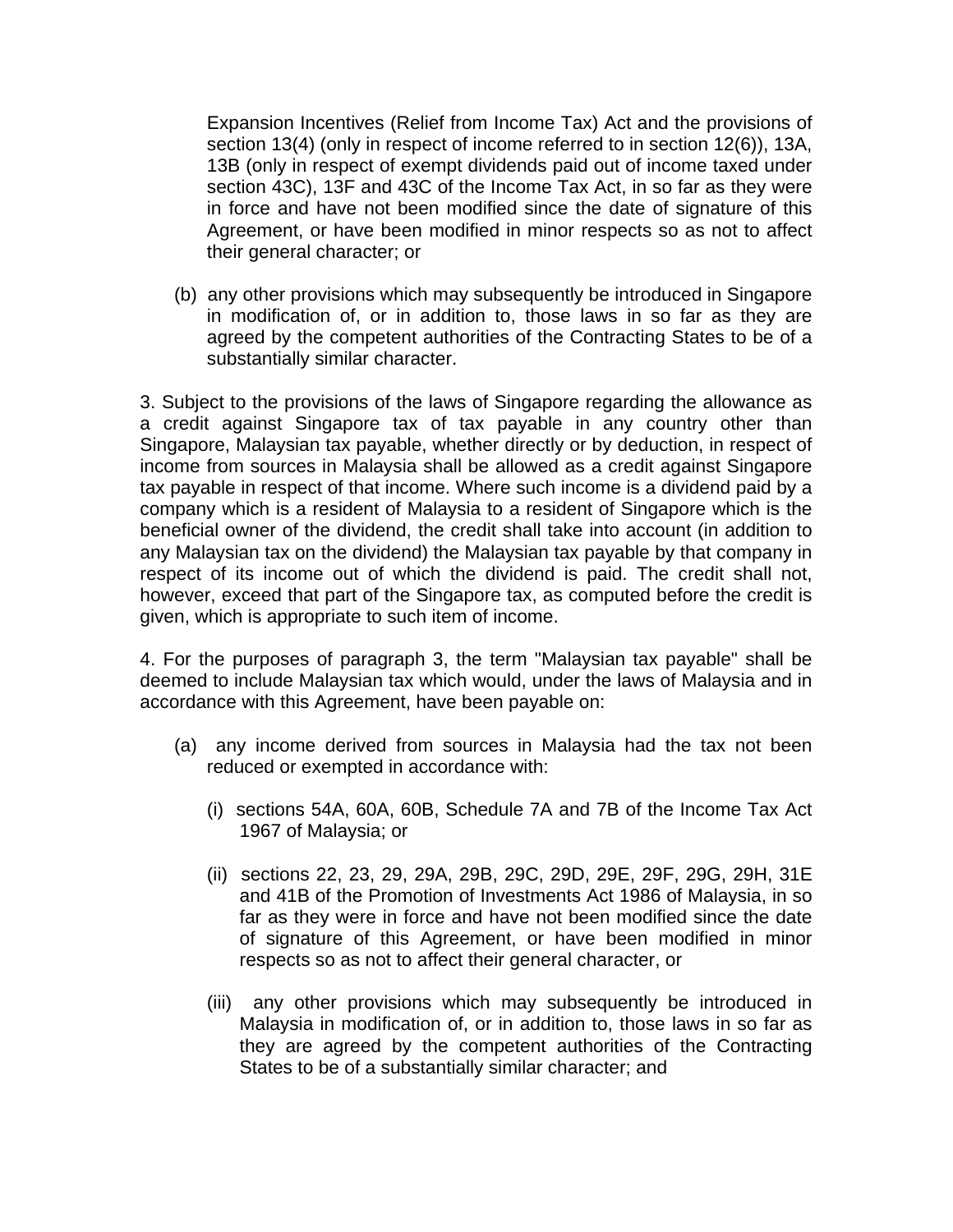Expansion Incentives (Relief from Income Tax) Act and the provisions of section 13(4) (only in respect of income referred to in section 12(6)), 13A, 13B (only in respect of exempt dividends paid out of income taxed under section 43C), 13F and 43C of the Income Tax Act, in so far as they were in force and have not been modified since the date of signature of this Agreement, or have been modified in minor respects so as not to affect their general character; or

(b) any other provisions which may subsequently be introduced in Singapore in modification of, or in addition to, those laws in so far as they are agreed by the competent authorities of the Contracting States to be of a substantially similar character.

3. Subject to the provisions of the laws of Singapore regarding the allowance as a credit against Singapore tax of tax payable in any country other than Singapore, Malaysian tax payable, whether directly or by deduction, in respect of income from sources in Malaysia shall be allowed as a credit against Singapore tax payable in respect of that income. Where such income is a dividend paid by a company which is a resident of Malaysia to a resident of Singapore which is the beneficial owner of the dividend, the credit shall take into account (in addition to any Malaysian tax on the dividend) the Malaysian tax payable by that company in respect of its income out of which the dividend is paid. The credit shall not, however, exceed that part of the Singapore tax, as computed before the credit is given, which is appropriate to such item of income.

4. For the purposes of paragraph 3, the term "Malaysian tax payable" shall be deemed to include Malaysian tax which would, under the laws of Malaysia and in accordance with this Agreement, have been payable on:

(a) any income derived from sources in Malaysia had the tax not been reduced or exempted in accordance with:

(i) sections 54A, 60A, 60B, Schedule 7A and 7B of the Income Tax Act 1967 of Malaysia; or

(ii) sections 22, 23, 29, 29A, 29B, 29C, 29D, 29E, 29F, 29G, 29H, 31E and 41B of the Promotion of Investments Act 1986 of Malaysia, in so far as they were in force and have not been modified since the date of signature of this Agreement, or have been modified in minor respects so as not to affect their general character, or

(iii) any other provisions which may subsequently be introduced in Malaysia in modification of, or in addition to, those laws in so far as they are agreed by the competent authorities of the Contracting States to be of a substantially similar character; and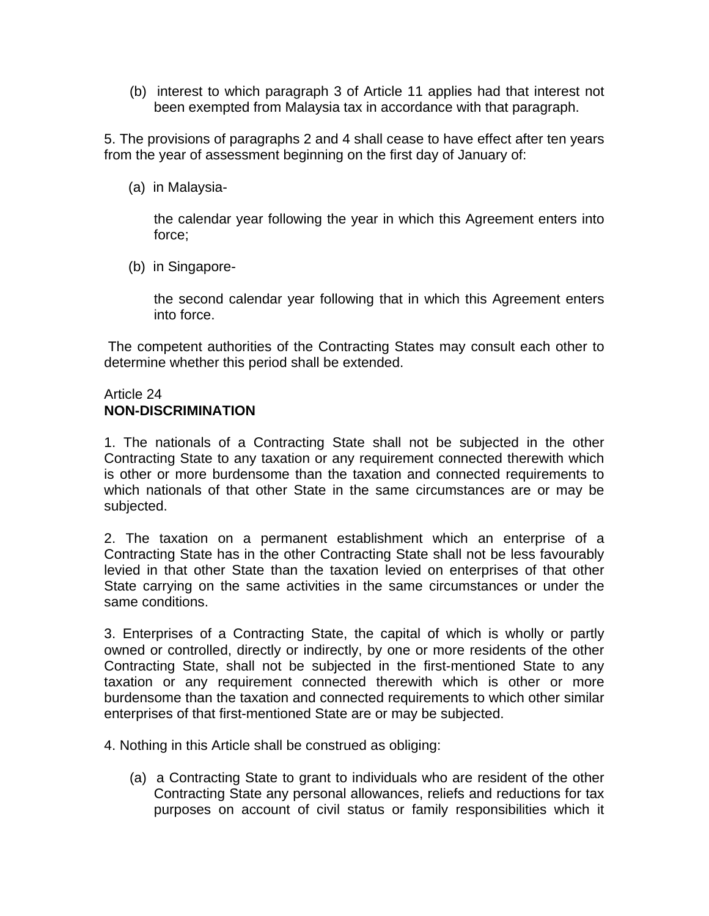(b) interest to which paragraph 3 of Article 11 applies had that interest not been exempted from Malaysia tax in accordance with that paragraph.

5. The provisions of paragraphs 2 and 4 shall cease to have effect after ten years from the year of assessment beginning on the first day of January of:

(a) in Malaysia-

the calendar year following the year in which this Agreement enters into force;

(b) in Singapore-

the second calendar year following that in which this Agreement enters into force.

The competent authorities of the Contracting States may consult each other to determine whether this period shall be extended.

Article 24
**NON-DISCRIMINATION**

1. The nationals of a Contracting State shall not be subjected in the other Contracting State to any taxation or any requirement connected therewith which is other or more burdensome than the taxation and connected requirements to which nationals of that other State in the same circumstances are or may be subjected.

2. The taxation on a permanent establishment which an enterprise of a Contracting State has in the other Contracting State shall not be less favourably levied in that other State than the taxation levied on enterprises of that other State carrying on the same activities in the same circumstances or under the same conditions.

3. Enterprises of a Contracting State, the capital of which is wholly or partly owned or controlled, directly or indirectly, by one or more residents of the other Contracting State, shall not be subjected in the first-mentioned State to any taxation or any requirement connected therewith which is other or more burdensome than the taxation and connected requirements to which other similar enterprises of that first-mentioned State are or may be subjected.

4. Nothing in this Article shall be construed as obliging:

(a) a Contracting State to grant to individuals who are resident of the other Contracting State any personal allowances, reliefs and reductions for tax purposes on account of civil status or family responsibilities which it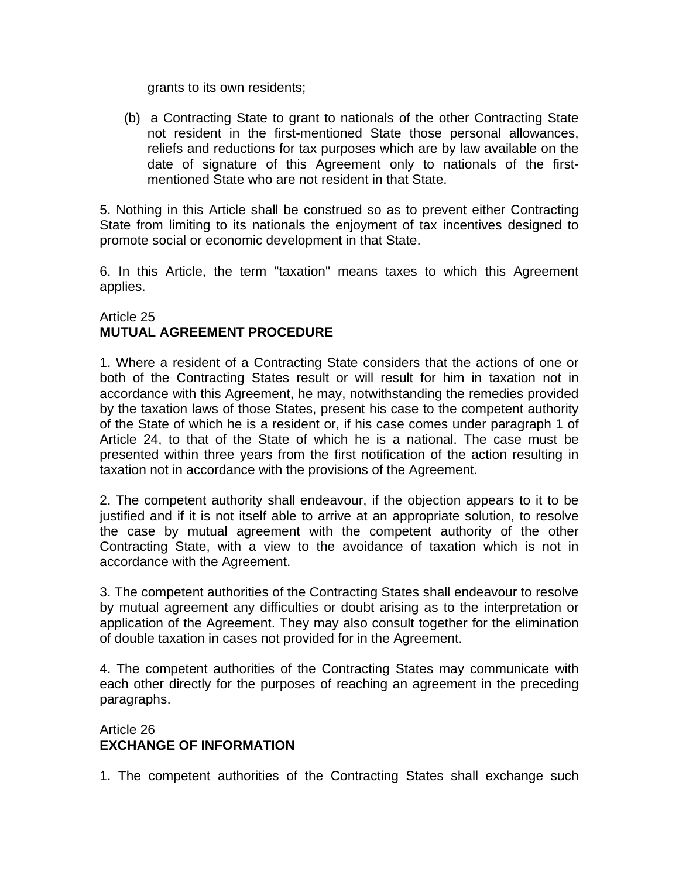grants to its own residents;

(b) a Contracting State to grant to nationals of the other Contracting State not resident in the first-mentioned State those personal allowances, reliefs and reductions for tax purposes which are by law available on the date of signature of this Agreement only to nationals of the first-mentioned State who are not resident in that State.

5. Nothing in this Article shall be construed so as to prevent either Contracting State from limiting to its nationals the enjoyment of tax incentives designed to promote social or economic development in that State.

6. In this Article, the term "taxation" means taxes to which this Agreement applies.

Article 25
**MUTUAL AGREEMENT PROCEDURE**

1. Where a resident of a Contracting State considers that the actions of one or both of the Contracting States result or will result for him in taxation not in accordance with this Agreement, he may, notwithstanding the remedies provided by the taxation laws of those States, present his case to the competent authority of the State of which he is a resident or, if his case comes under paragraph 1 of Article 24, to that of the State of which he is a national. The case must be presented within three years from the first notification of the action resulting in taxation not in accordance with the provisions of the Agreement.

2. The competent authority shall endeavour, if the objection appears to it to be justified and if it is not itself able to arrive at an appropriate solution, to resolve the case by mutual agreement with the competent authority of the other Contracting State, with a view to the avoidance of taxation which is not in accordance with the Agreement.

3. The competent authorities of the Contracting States shall endeavour to resolve by mutual agreement any difficulties or doubt arising as to the interpretation or application of the Agreement. They may also consult together for the elimination of double taxation in cases not provided for in the Agreement.

4. The competent authorities of the Contracting States may communicate with each other directly for the purposes of reaching an agreement in the preceding paragraphs.

Article 26
**EXCHANGE OF INFORMATION**

1. The competent authorities of the Contracting States shall exchange such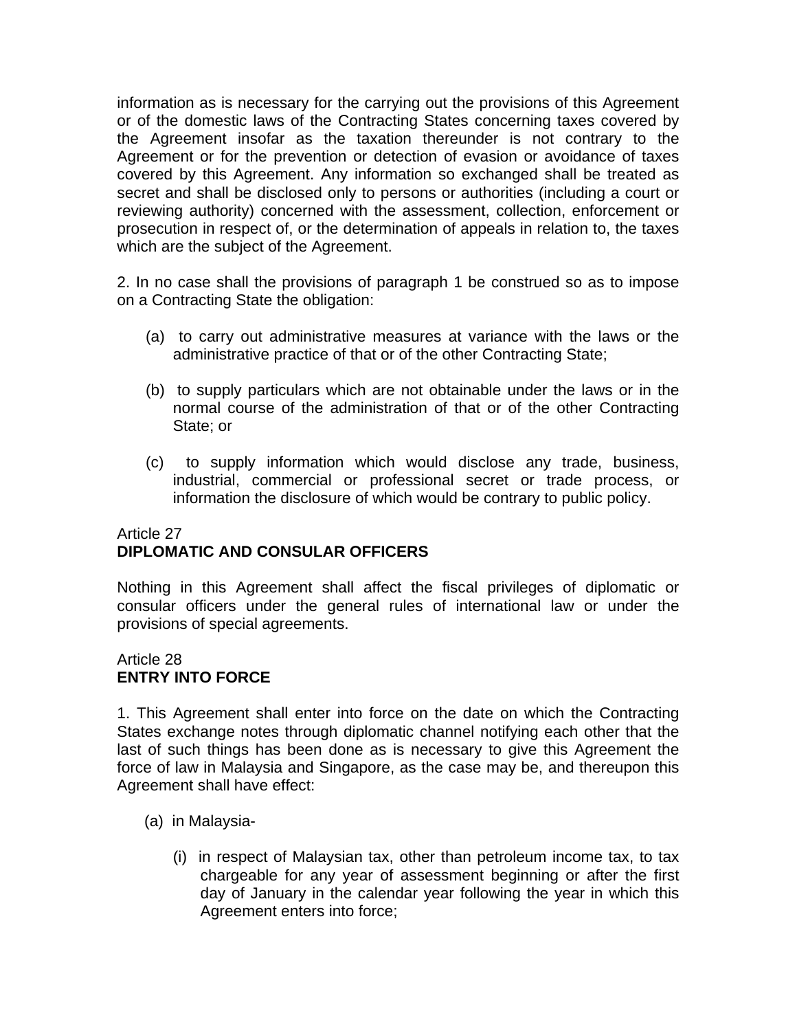information as is necessary for the carrying out the provisions of this Agreement or of the domestic laws of the Contracting States concerning taxes covered by the Agreement insofar as the taxation thereunder is not contrary to the Agreement or for the prevention or detection of evasion or avoidance of taxes covered by this Agreement. Any information so exchanged shall be treated as secret and shall be disclosed only to persons or authorities (including a court or reviewing authority) concerned with the assessment, collection, enforcement or prosecution in respect of, or the determination of appeals in relation to, the taxes which are the subject of the Agreement.

2. In no case shall the provisions of paragraph 1 be construed so as to impose on a Contracting State the obligation:

(a) to carry out administrative measures at variance with the laws or the administrative practice of that or of the other Contracting State;

(b) to supply particulars which are not obtainable under the laws or in the normal course of the administration of that or of the other Contracting State; or

(c) to supply information which would disclose any trade, business, industrial, commercial or professional secret or trade process, or information the disclosure of which would be contrary to public policy.

Article 27
**DIPLOMATIC AND CONSULAR OFFICERS**

Nothing in this Agreement shall affect the fiscal privileges of diplomatic or consular officers under the general rules of international law or under the provisions of special agreements.

Article 28
**ENTRY INTO FORCE**

1. This Agreement shall enter into force on the date on which the Contracting States exchange notes through diplomatic channel notifying each other that the last of such things has been done as is necessary to give this Agreement the force of law in Malaysia and Singapore, as the case may be, and thereupon this Agreement shall have effect:

(a) in Malaysia-

   (i) in respect of Malaysian tax, other than petroleum income tax, to tax chargeable for any year of assessment beginning or after the first day of January in the calendar year following the year in which this Agreement enters into force;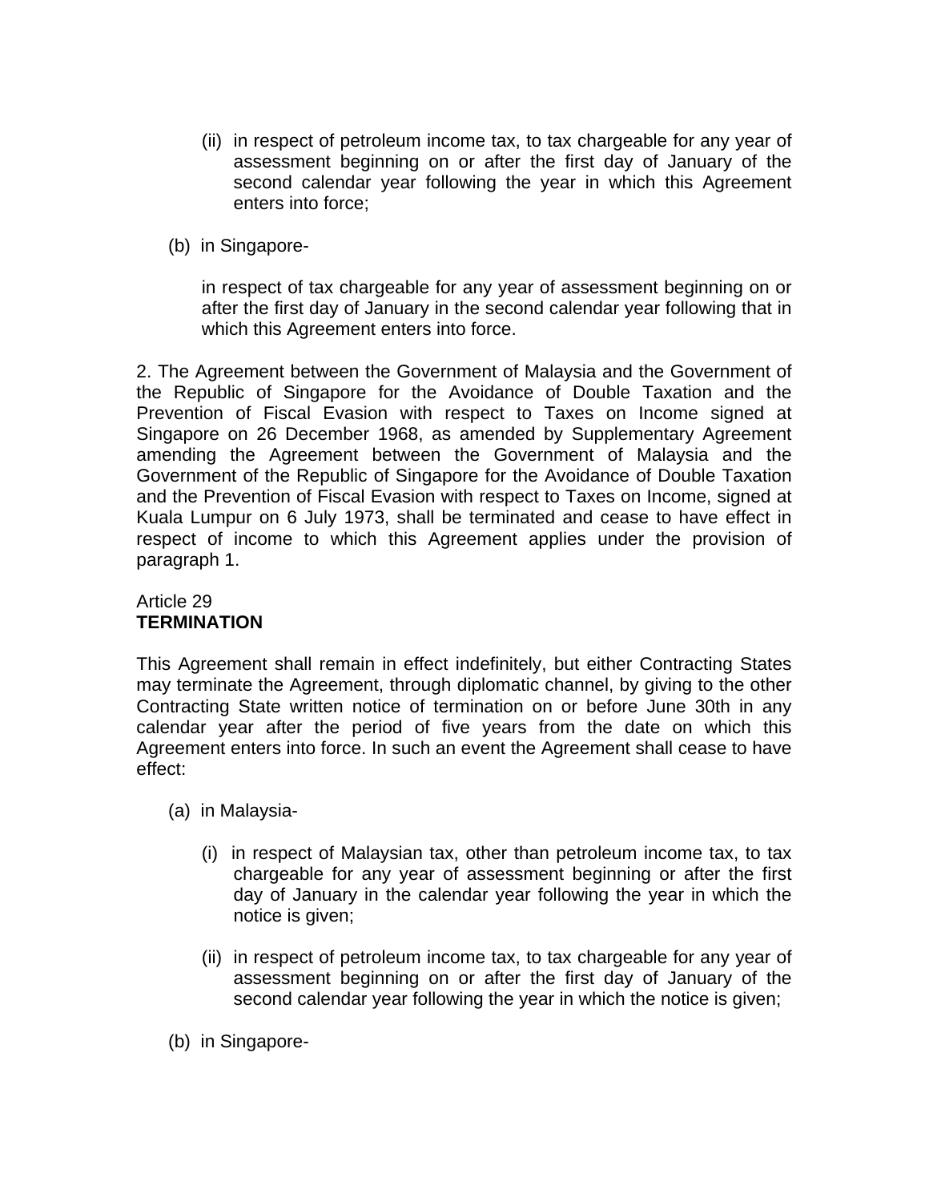(ii) in respect of petroleum income tax, to tax chargeable for any year of assessment beginning on or after the first day of January of the second calendar year following the year in which this Agreement enters into force;

(b) in Singapore-

in respect of tax chargeable for any year of assessment beginning on or after the first day of January in the second calendar year following that in which this Agreement enters into force.

2. The Agreement between the Government of Malaysia and the Government of the Republic of Singapore for the Avoidance of Double Taxation and the Prevention of Fiscal Evasion with respect to Taxes on Income signed at Singapore on 26 December 1968, as amended by Supplementary Agreement amending the Agreement between the Government of Malaysia and the Government of the Republic of Singapore for the Avoidance of Double Taxation and the Prevention of Fiscal Evasion with respect to Taxes on Income, signed at Kuala Lumpur on 6 July 1973, shall be terminated and cease to have effect in respect of income to which this Agreement applies under the provision of paragraph 1.

Article 29
**TERMINATION**

This Agreement shall remain in effect indefinitely, but either Contracting States may terminate the Agreement, through diplomatic channel, by giving to the other Contracting State written notice of termination on or before June 30th in any calendar year after the period of five years from the date on which this Agreement enters into force. In such an event the Agreement shall cease to have effect:

(a) in Malaysia-

(i) in respect of Malaysian tax, other than petroleum income tax, to tax chargeable for any year of assessment beginning or after the first day of January in the calendar year following the year in which the notice is given;

(ii) in respect of petroleum income tax, to tax chargeable for any year of assessment beginning on or after the first day of January of the second calendar year following the year in which the notice is given;

(b) in Singapore-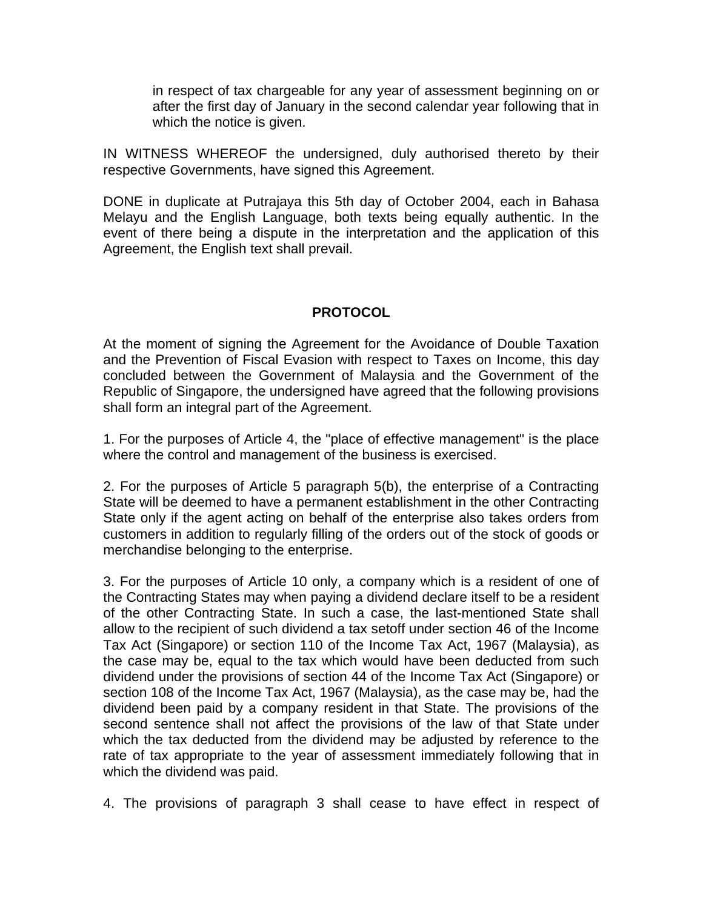in respect of tax chargeable for any year of assessment beginning on or after the first day of January in the second calendar year following that in which the notice is given.

IN WITNESS WHEREOF the undersigned, duly authorised thereto by their respective Governments, have signed this Agreement.

DONE in duplicate at Putrajaya this 5th day of October 2004, each in Bahasa Melayu and the English Language, both texts being equally authentic. In the event of there being a dispute in the interpretation and the application of this Agreement, the English text shall prevail.

## PROTOCOL

At the moment of signing the Agreement for the Avoidance of Double Taxation and the Prevention of Fiscal Evasion with respect to Taxes on Income, this day concluded between the Government of Malaysia and the Government of the Republic of Singapore, the undersigned have agreed that the following provisions shall form an integral part of the Agreement.

1. For the purposes of Article 4, the "place of effective management" is the place where the control and management of the business is exercised.

2. For the purposes of Article 5 paragraph 5(b), the enterprise of a Contracting State will be deemed to have a permanent establishment in the other Contracting State only if the agent acting on behalf of the enterprise also takes orders from customers in addition to regularly filling of the orders out of the stock of goods or merchandise belonging to the enterprise.

3. For the purposes of Article 10 only, a company which is a resident of one of the Contracting States may when paying a dividend declare itself to be a resident of the other Contracting State. In such a case, the last-mentioned State shall allow to the recipient of such dividend a tax setoff under section 46 of the Income Tax Act (Singapore) or section 110 of the Income Tax Act, 1967 (Malaysia), as the case may be, equal to the tax which would have been deducted from such dividend under the provisions of section 44 of the Income Tax Act (Singapore) or section 108 of the Income Tax Act, 1967 (Malaysia), as the case may be, had the dividend been paid by a company resident in that State. The provisions of the second sentence shall not affect the provisions of the law of that State under which the tax deducted from the dividend may be adjusted by reference to the rate of tax appropriate to the year of assessment immediately following that in which the dividend was paid.

4. The provisions of paragraph 3 shall cease to have effect in respect of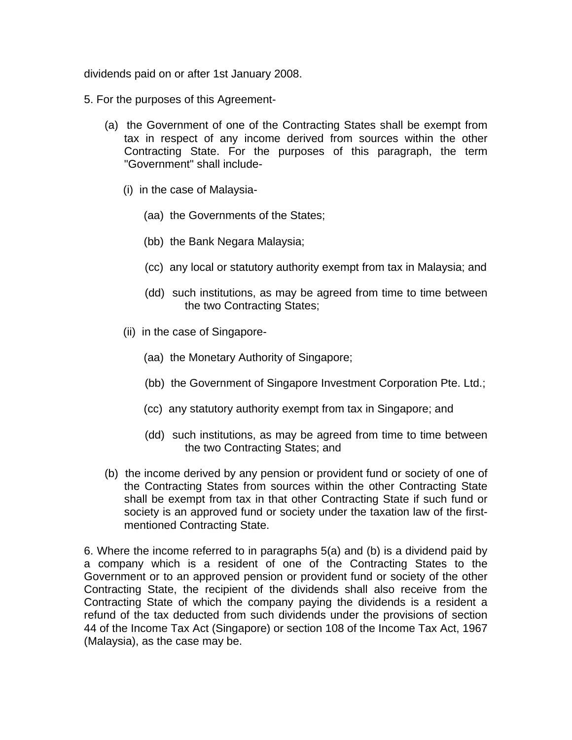dividends paid on or after 1st January 2008.

5. For the purposes of this Agreement-

(a) the Government of one of the Contracting States shall be exempt from tax in respect of any income derived from sources within the other Contracting State. For the purposes of this paragraph, the term "Government" shall include-

  (i) in the case of Malaysia-

    (aa) the Governments of the States;

    (bb) the Bank Negara Malaysia;

    (cc) any local or statutory authority exempt from tax in Malaysia; and

    (dd) such institutions, as may be agreed from time to time between the two Contracting States;

  (ii) in the case of Singapore-

    (aa) the Monetary Authority of Singapore;

    (bb) the Government of Singapore Investment Corporation Pte. Ltd.;

    (cc) any statutory authority exempt from tax in Singapore; and

    (dd) such institutions, as may be agreed from time to time between the two Contracting States; and

(b) the income derived by any pension or provident fund or society of one of the Contracting States from sources within the other Contracting State shall be exempt from tax in that other Contracting State if such fund or society is an approved fund or society under the taxation law of the first-mentioned Contracting State.

6. Where the income referred to in paragraphs 5(a) and (b) is a dividend paid by a company which is a resident of one of the Contracting States to the Government or to an approved pension or provident fund or society of the other Contracting State, the recipient of the dividends shall also receive from the Contracting State of which the company paying the dividends is a resident a refund of the tax deducted from such dividends under the provisions of section 44 of the Income Tax Act (Singapore) or section 108 of the Income Tax Act, 1967 (Malaysia), as the case may be.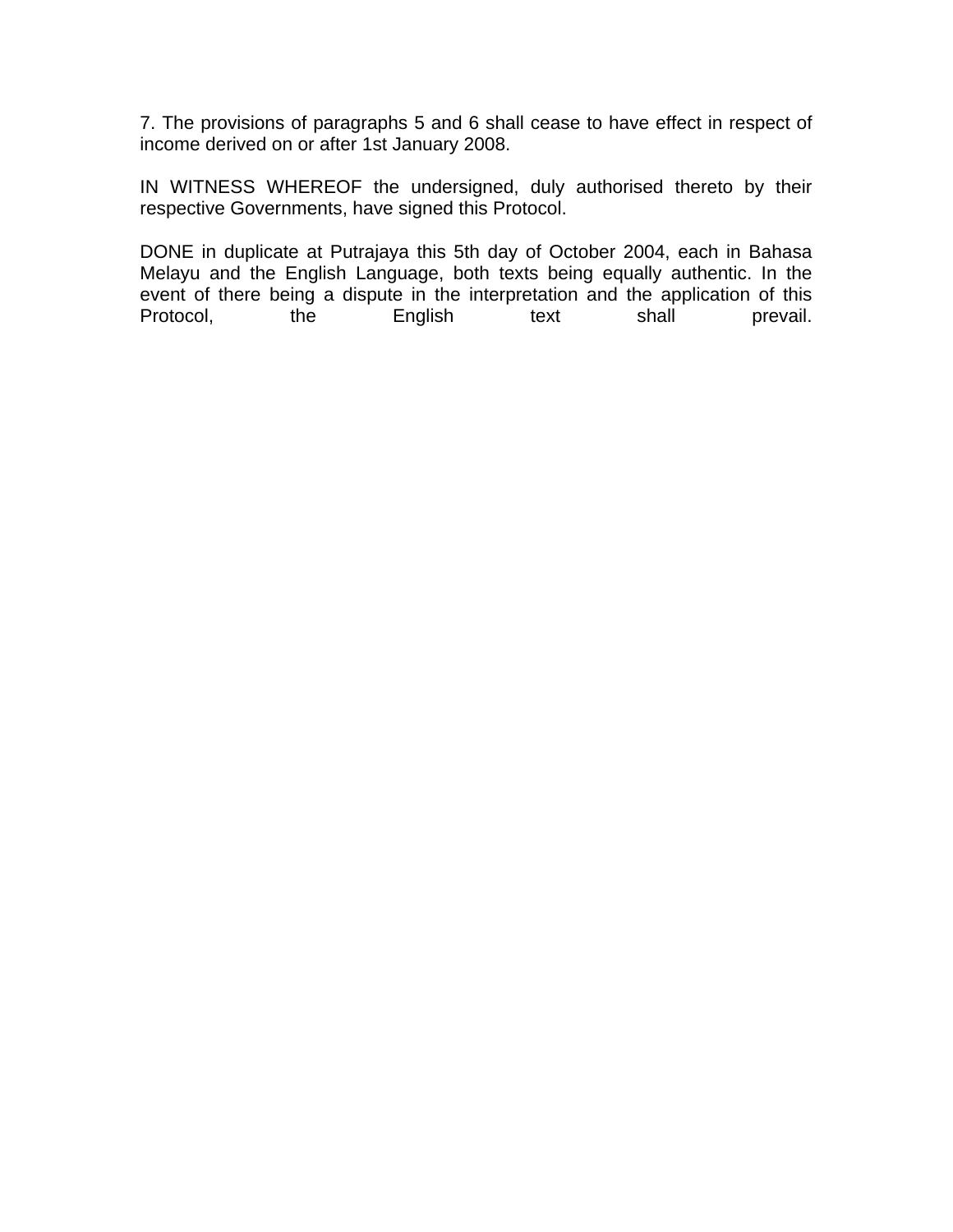7. The provisions of paragraphs 5 and 6 shall cease to have effect in respect of income derived on or after 1st January 2008.

IN WITNESS WHEREOF the undersigned, duly authorised thereto by their respective Governments, have signed this Protocol.

DONE in duplicate at Putrajaya this 5th day of October 2004, each in Bahasa Melayu and the English Language, both texts being equally authentic. In the event of there being a dispute in the interpretation and the application of this Protocol, the English text shall prevail.